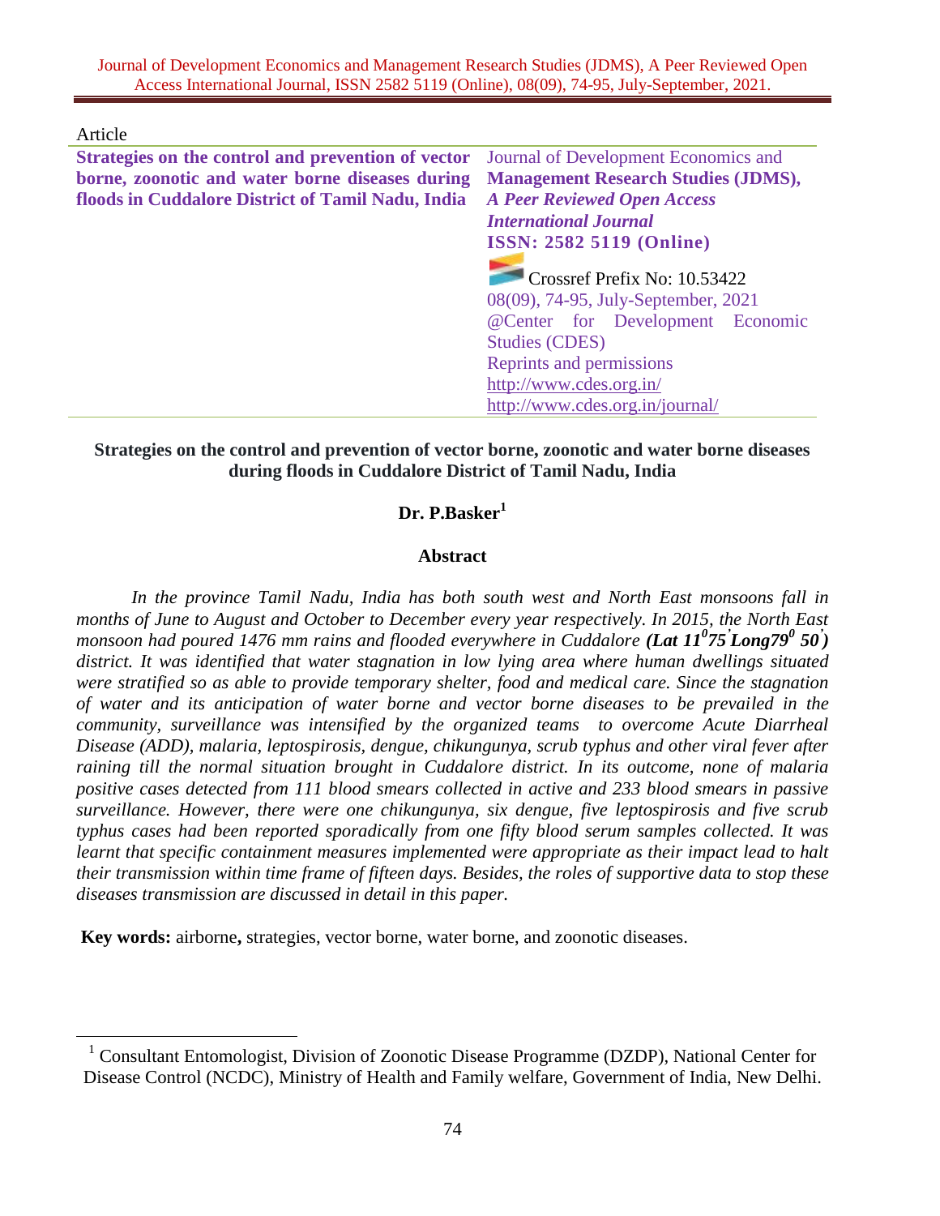Article

**Strategies on the control and prevention of vector borne, zoonotic and water borne diseases during floods in Cuddalore District of Tamil Nadu, India**

Journal of Development Economics and **Management Research Studies (JDMS),** ***A Peer Reviewed Open Access International Journal*** **ISSN: 2582 5119 (Online)**

Crossref Prefix No: 10.53422
08(09), 74-95, July-September, 2021
@Center for Development Economic Studies (CDES)
Reprints and permissions
http://www.cdes.org.in/
http://www.cdes.org.in/journal/

# Strategies on the control and prevention of vector borne, zoonotic and water borne diseases during floods in Cuddalore District of Tamil Nadu, India

**Dr. P.Basker[1]**

## Abstract

*In the province Tamil Nadu, India has both south west and North East monsoons fall in months of June to August and October to December every year respectively. In 2015, the North East monsoon had poured 1476 mm rains and flooded everywhere in Cuddalore* ***(Lat $11^0 75'$ Long$79^0$ $50'$)*** *district. It was identified that water stagnation in low lying area where human dwellings situated were stratified so as able to provide temporary shelter, food and medical care. Since the stagnation of water and its anticipation of water borne and vector borne diseases to be prevailed in the community, surveillance was intensified by the organized teams to overcome Acute Diarrheal Disease (ADD), malaria, leptospirosis, dengue, chikungunya, scrub typhus and other viral fever after raining till the normal situation brought in Cuddalore district. In its outcome, none of malaria positive cases detected from 111 blood smears collected in active and 233 blood smears in passive surveillance. However, there were one chikungunya, six dengue, five leptospirosis and five scrub typhus cases had been reported sporadically from one fifty blood serum samples collected. It was learnt that specific containment measures implemented were appropriate as their impact lead to halt their transmission within time frame of fifteen days. Besides, the roles of supportive data to stop these diseases transmission are discussed in detail in this paper.*

**Key words:** airborne**,** strategies, vector borne, water borne, and zoonotic diseases.

[1] Consultant Entomologist, Division of Zoonotic Disease Programme (DZDP), National Center for Disease Control (NCDC), Ministry of Health and Family welfare, Government of India, New Delhi.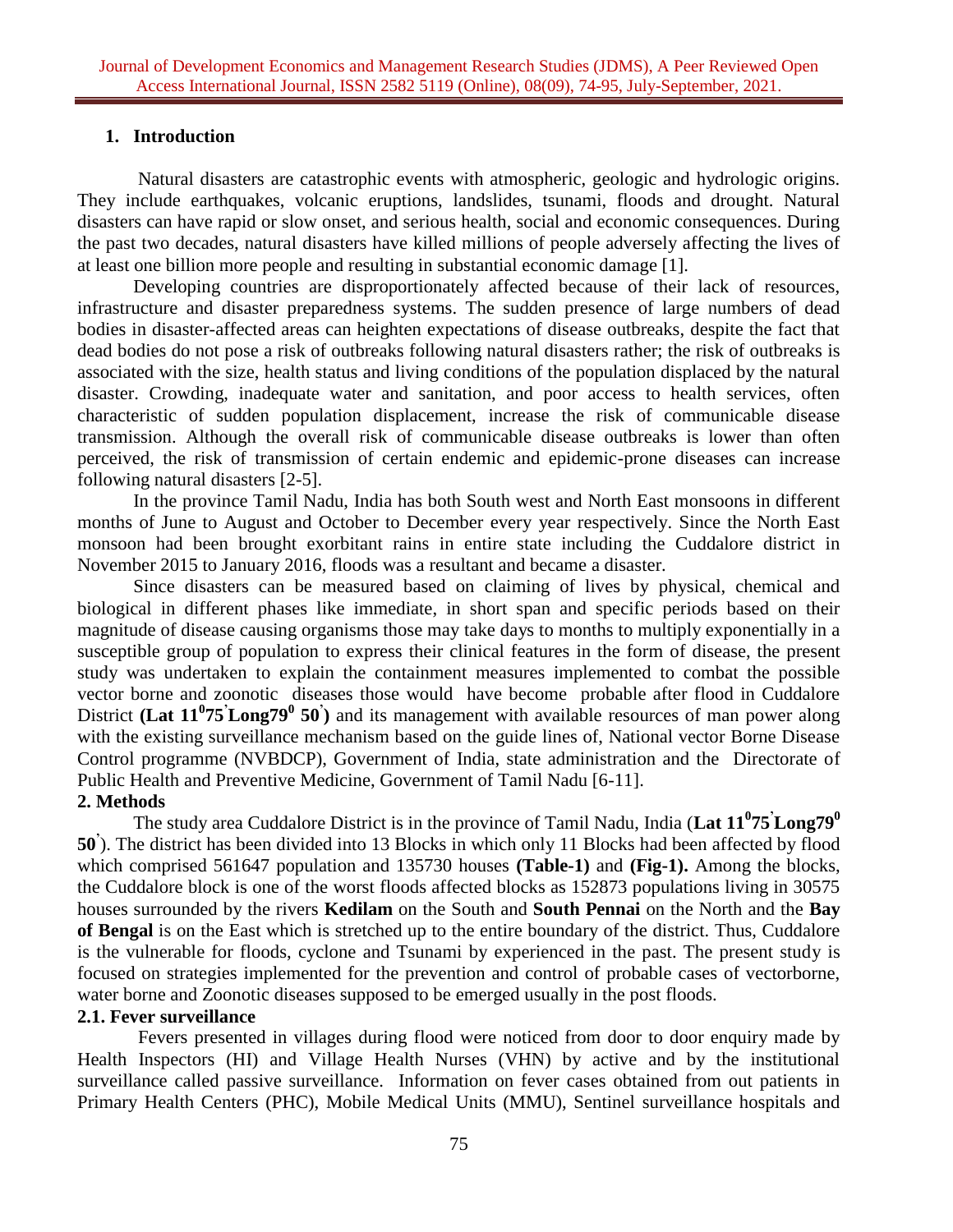## 1. Introduction

Natural disasters are catastrophic events with atmospheric, geologic and hydrologic origins. They include earthquakes, volcanic eruptions, landslides, tsunami, floods and drought. Natural disasters can have rapid or slow onset, and serious health, social and economic consequences. During the past two decades, natural disasters have killed millions of people adversely affecting the lives of at least one billion more people and resulting in substantial economic damage [1].

Developing countries are disproportionately affected because of their lack of resources, infrastructure and disaster preparedness systems. The sudden presence of large numbers of dead bodies in disaster-affected areas can heighten expectations of disease outbreaks, despite the fact that dead bodies do not pose a risk of outbreaks following natural disasters rather; the risk of outbreaks is associated with the size, health status and living conditions of the population displaced by the natural disaster. Crowding, inadequate water and sanitation, and poor access to health services, often characteristic of sudden population displacement, increase the risk of communicable disease transmission. Although the overall risk of communicable disease outbreaks is lower than often perceived, the risk of transmission of certain endemic and epidemic-prone diseases can increase following natural disasters [2-5].

In the province Tamil Nadu, India has both South west and North East monsoons in different months of June to August and October to December every year respectively. Since the North East monsoon had been brought exorbitant rains in entire state including the Cuddalore district in November 2015 to January 2016, floods was a resultant and became a disaster.

Since disasters can be measured based on claiming of lives by physical, chemical and biological in different phases like immediate, in short span and specific periods based on their magnitude of disease causing organisms those may take days to months to multiply exponentially in a susceptible group of population to express their clinical features in the form of disease, the present study was undertaken to explain the containment measures implemented to combat the possible vector borne and zoonotic diseases those would have become probable after flood in Cuddalore District **(Lat 11$^{0}$75$^{'}$Long79$^{0}$ 50$^{'}$)** and its management with available resources of man power along with the existing surveillance mechanism based on the guide lines of, National vector Borne Disease Control programme (NVBDCP), Government of India, state administration and the Directorate of Public Health and Preventive Medicine, Government of Tamil Nadu [6-11].

## 2. Methods

The study area Cuddalore District is in the province of Tamil Nadu, India (**Lat 11$^{0}$75$^{'}$Long79$^{0}$ 50$^{'}$**). The district has been divided into 13 Blocks in which only 11 Blocks had been affected by flood which comprised 561647 population and 135730 houses **(Table-1)** and **(Fig-1).** Among the blocks, the Cuddalore block is one of the worst floods affected blocks as 152873 populations living in 30575 houses surrounded by the rivers **Kedilam** on the South and **South Pennai** on the North and the **Bay of Bengal** is on the East which is stretched up to the entire boundary of the district. Thus, Cuddalore is the vulnerable for floods, cyclone and Tsunami by experienced in the past. The present study is focused on strategies implemented for the prevention and control of probable cases of vectorborne, water borne and Zoonotic diseases supposed to be emerged usually in the post floods.

### 2.1. Fever surveillance

Fevers presented in villages during flood were noticed from door to door enquiry made by Health Inspectors (HI) and Village Health Nurses (VHN) by active and by the institutional surveillance called passive surveillance. Information on fever cases obtained from out patients in Primary Health Centers (PHC), Mobile Medical Units (MMU), Sentinel surveillance hospitals and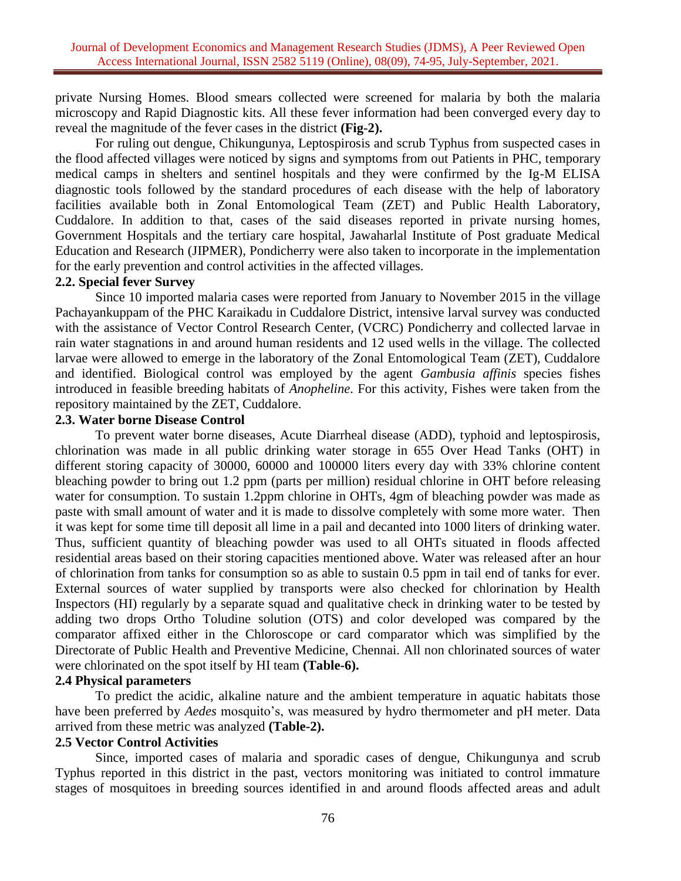private Nursing Homes. Blood smears collected were screened for malaria by both the malaria microscopy and Rapid Diagnostic kits. All these fever information had been converged every day to reveal the magnitude of the fever cases in the district **(Fig-2).**

For ruling out dengue, Chikungunya, Leptospirosis and scrub Typhus from suspected cases in the flood affected villages were noticed by signs and symptoms from out Patients in PHC, temporary medical camps in shelters and sentinel hospitals and they were confirmed by the Ig-M ELISA diagnostic tools followed by the standard procedures of each disease with the help of laboratory facilities available both in Zonal Entomological Team (ZET) and Public Health Laboratory, Cuddalore. In addition to that, cases of the said diseases reported in private nursing homes, Government Hospitals and the tertiary care hospital, Jawaharlal Institute of Post graduate Medical Education and Research (JIPMER), Pondicherry were also taken to incorporate in the implementation for the early prevention and control activities in the affected villages.

### 2.2. Special fever Survey

Since 10 imported malaria cases were reported from January to November 2015 in the village Pachayankuppam of the PHC Karaikadu in Cuddalore District, intensive larval survey was conducted with the assistance of Vector Control Research Center, (VCRC) Pondicherry and collected larvae in rain water stagnations in and around human residents and 12 used wells in the village. The collected larvae were allowed to emerge in the laboratory of the Zonal Entomological Team (ZET), Cuddalore and identified. Biological control was employed by the agent *Gambusia affinis* species fishes introduced in feasible breeding habitats of *Anopheline.* For this activity, Fishes were taken from the repository maintained by the ZET, Cuddalore.

### 2.3. Water borne Disease Control

To prevent water borne diseases, Acute Diarrheal disease (ADD), typhoid and leptospirosis, chlorination was made in all public drinking water storage in 655 Over Head Tanks (OHT) in different storing capacity of 30000, 60000 and 100000 liters every day with 33% chlorine content bleaching powder to bring out 1.2 ppm (parts per million) residual chlorine in OHT before releasing water for consumption. To sustain 1.2ppm chlorine in OHTs, 4gm of bleaching powder was made as paste with small amount of water and it is made to dissolve completely with some more water. Then it was kept for some time till deposit all lime in a pail and decanted into 1000 liters of drinking water. Thus, sufficient quantity of bleaching powder was used to all OHTs situated in floods affected residential areas based on their storing capacities mentioned above. Water was released after an hour of chlorination from tanks for consumption so as able to sustain 0.5 ppm in tail end of tanks for ever. External sources of water supplied by transports were also checked for chlorination by Health Inspectors (HI) regularly by a separate squad and qualitative check in drinking water to be tested by adding two drops Ortho Toludine solution (OTS) and color developed was compared by the comparator affixed either in the Chloroscope or card comparator which was simplified by the Directorate of Public Health and Preventive Medicine, Chennai. All non chlorinated sources of water were chlorinated on the spot itself by HI team **(Table-6).**

### 2.4 Physical parameters

To predict the acidic, alkaline nature and the ambient temperature in aquatic habitats those have been preferred by *Aedes* mosquito's, was measured by hydro thermometer and pH meter. Data arrived from these metric was analyzed **(Table-2).**

### 2.5 Vector Control Activities

Since, imported cases of malaria and sporadic cases of dengue, Chikungunya and scrub Typhus reported in this district in the past, vectors monitoring was initiated to control immature stages of mosquitoes in breeding sources identified in and around floods affected areas and adult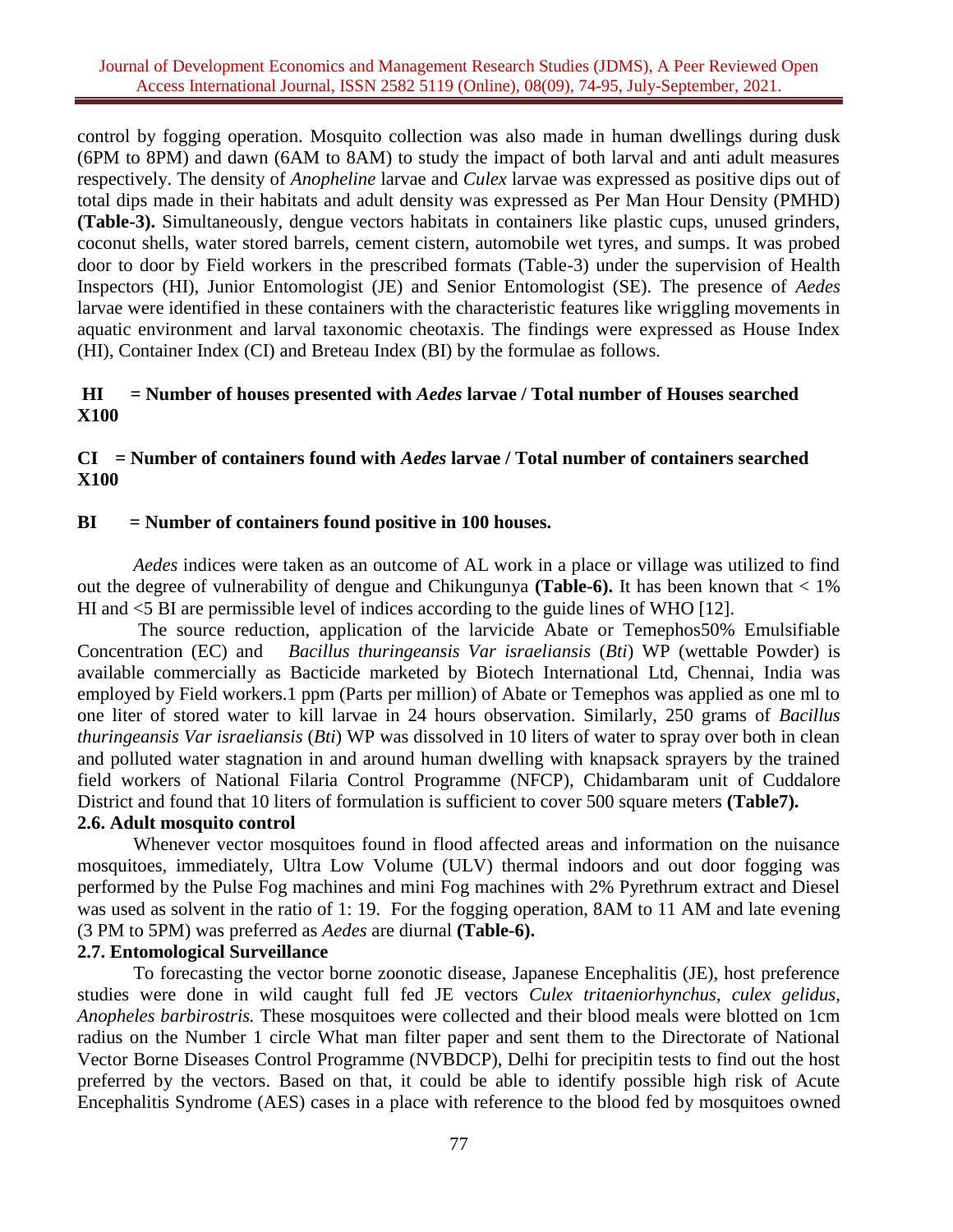control by fogging operation. Mosquito collection was also made in human dwellings during dusk (6PM to 8PM) and dawn (6AM to 8AM) to study the impact of both larval and anti adult measures respectively. The density of *Anopheline* larvae and *Culex* larvae was expressed as positive dips out of total dips made in their habitats and adult density was expressed as Per Man Hour Density (PMHD) **(Table-3).** Simultaneously, dengue vectors habitats in containers like plastic cups, unused grinders, coconut shells, water stored barrels, cement cistern, automobile wet tyres, and sumps. It was probed door to door by Field workers in the prescribed formats (Table-3) under the supervision of Health Inspectors (HI), Junior Entomologist (JE) and Senior Entomologist (SE). The presence of *Aedes* larvae were identified in these containers with the characteristic features like wriggling movements in aquatic environment and larval taxonomic cheotaxis. The findings were expressed as House Index (HI), Container Index (CI) and Breteau Index (BI) by the formulae as follows.

**HI = Number of houses presented with *Aedes* larvae / Total number of Houses searched X100**

**CI = Number of containers found with *Aedes* larvae / Total number of containers searched X100**

**BI = Number of containers found positive in 100 houses.**

*Aedes* indices were taken as an outcome of AL work in a place or village was utilized to find out the degree of vulnerability of dengue and Chikungunya **(Table-6).** It has been known that < 1% HI and <5 BI are permissible level of indices according to the guide lines of WHO [12].

The source reduction, application of the larvicide Abate or Temephos50% Emulsifiable Concentration (EC) and *Bacillus thuringeansis Var israeliansis* (*Bti*) WP (wettable Powder) is available commercially as Bacticide marketed by Biotech International Ltd, Chennai, India was employed by Field workers.1 ppm (Parts per million) of Abate or Temephos was applied as one ml to one liter of stored water to kill larvae in 24 hours observation. Similarly, 250 grams of *Bacillus thuringeansis Var israeliansis* (*Bti*) WP was dissolved in 10 liters of water to spray over both in clean and polluted water stagnation in and around human dwelling with knapsack sprayers by the trained field workers of National Filaria Control Programme (NFCP), Chidambaram unit of Cuddalore District and found that 10 liters of formulation is sufficient to cover 500 square meters **(Table7).**

### 2.6. Adult mosquito control

Whenever vector mosquitoes found in flood affected areas and information on the nuisance mosquitoes, immediately, Ultra Low Volume (ULV) thermal indoors and out door fogging was performed by the Pulse Fog machines and mini Fog machines with 2% Pyrethrum extract and Diesel was used as solvent in the ratio of 1: 19. For the fogging operation, 8AM to 11 AM and late evening (3 PM to 5PM) was preferred as *Aedes* are diurnal **(Table-6).**

### 2.7. Entomological Surveillance

To forecasting the vector borne zoonotic disease, Japanese Encephalitis (JE), host preference studies were done in wild caught full fed JE vectors *Culex tritaeniorhynchus, culex gelidus, Anopheles barbirostris.* These mosquitoes were collected and their blood meals were blotted on 1cm radius on the Number 1 circle What man filter paper and sent them to the Directorate of National Vector Borne Diseases Control Programme (NVBDCP), Delhi for precipitin tests to find out the host preferred by the vectors. Based on that, it could be able to identify possible high risk of Acute Encephalitis Syndrome (AES) cases in a place with reference to the blood fed by mosquitoes owned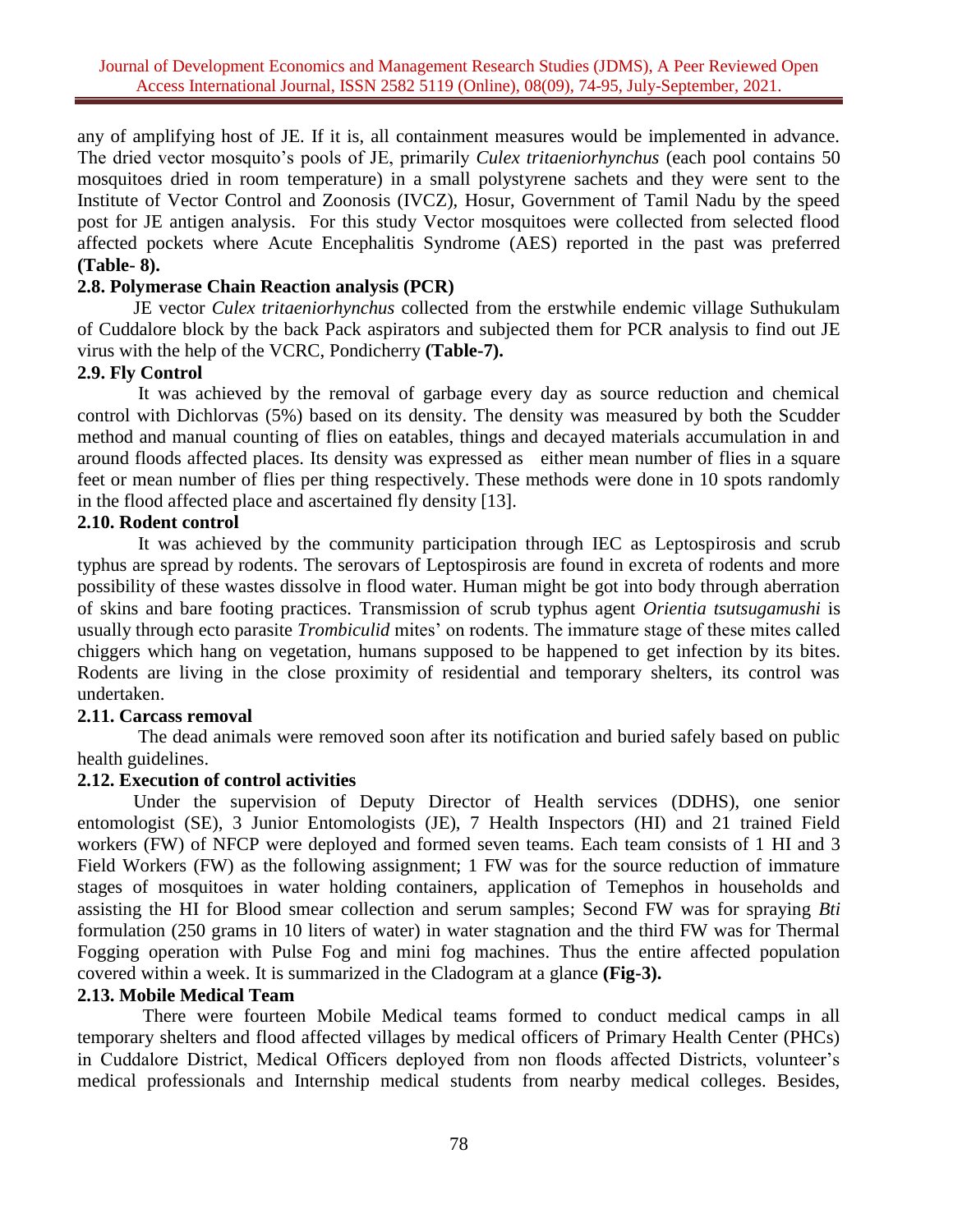any of amplifying host of JE. If it is, all containment measures would be implemented in advance. The dried vector mosquito's pools of JE, primarily *Culex tritaeniorhynchus* (each pool contains 50 mosquitoes dried in room temperature) in a small polystyrene sachets and they were sent to the Institute of Vector Control and Zoonosis (IVCZ), Hosur, Government of Tamil Nadu by the speed post for JE antigen analysis. For this study Vector mosquitoes were collected from selected flood affected pockets where Acute Encephalitis Syndrome (AES) reported in the past was preferred **(Table- 8).**

### 2.8. Polymerase Chain Reaction analysis (PCR)

JE vector *Culex tritaeniorhynchus* collected from the erstwhile endemic village Suthukulam of Cuddalore block by the back Pack aspirators and subjected them for PCR analysis to find out JE virus with the help of the VCRC, Pondicherry **(Table-7).**

### 2.9. Fly Control

It was achieved by the removal of garbage every day as source reduction and chemical control with Dichlorvas (5%) based on its density. The density was measured by both the Scudder method and manual counting of flies on eatables, things and decayed materials accumulation in and around floods affected places. Its density was expressed as either mean number of flies in a square feet or mean number of flies per thing respectively. These methods were done in 10 spots randomly in the flood affected place and ascertained fly density [13].

### 2.10. Rodent control

It was achieved by the community participation through IEC as Leptospirosis and scrub typhus are spread by rodents. The serovars of Leptospirosis are found in excreta of rodents and more possibility of these wastes dissolve in flood water. Human might be got into body through aberration of skins and bare footing practices. Transmission of scrub typhus agent *Orientia tsutsugamushi* is usually through ecto parasite *Trombiculid* mites' on rodents. The immature stage of these mites called chiggers which hang on vegetation, humans supposed to be happened to get infection by its bites. Rodents are living in the close proximity of residential and temporary shelters, its control was undertaken.

### 2.11. Carcass removal

The dead animals were removed soon after its notification and buried safely based on public health guidelines.

### 2.12. Execution of control activities

Under the supervision of Deputy Director of Health services (DDHS), one senior entomologist (SE), 3 Junior Entomologists (JE), 7 Health Inspectors (HI) and 21 trained Field workers (FW) of NFCP were deployed and formed seven teams. Each team consists of 1 HI and 3 Field Workers (FW) as the following assignment; 1 FW was for the source reduction of immature stages of mosquitoes in water holding containers, application of Temephos in households and assisting the HI for Blood smear collection and serum samples; Second FW was for spraying *Bti* formulation (250 grams in 10 liters of water) in water stagnation and the third FW was for Thermal Fogging operation with Pulse Fog and mini fog machines. Thus the entire affected population covered within a week. It is summarized in the Cladogram at a glance **(Fig-3).**

### 2.13. Mobile Medical Team

There were fourteen Mobile Medical teams formed to conduct medical camps in all temporary shelters and flood affected villages by medical officers of Primary Health Center (PHCs) in Cuddalore District, Medical Officers deployed from non floods affected Districts, volunteer's medical professionals and Internship medical students from nearby medical colleges. Besides,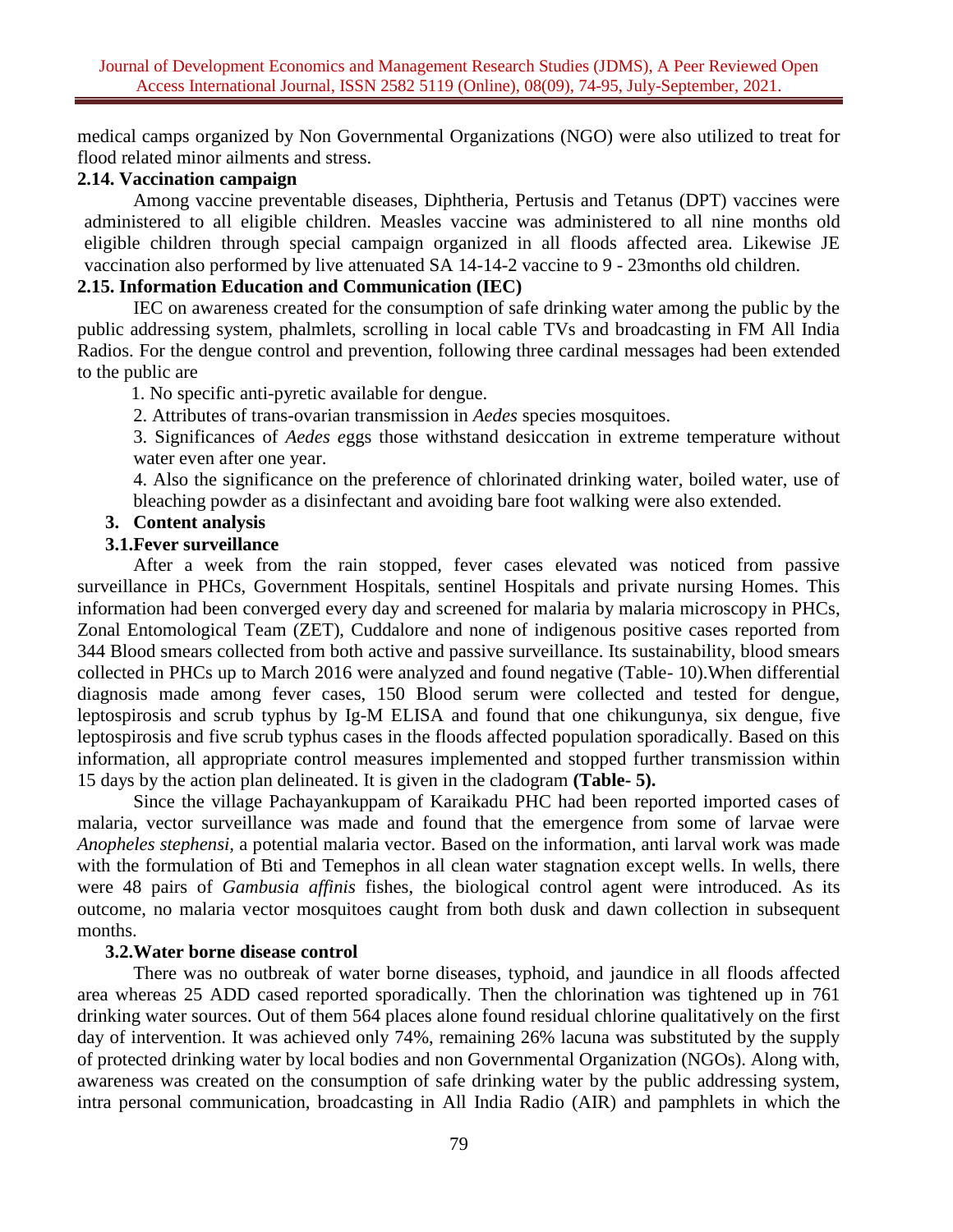medical camps organized by Non Governmental Organizations (NGO) were also utilized to treat for flood related minor ailments and stress.

### 2.14. Vaccination campaign

Among vaccine preventable diseases, Diphtheria, Pertusis and Tetanus (DPT) vaccines were administered to all eligible children. Measles vaccine was administered to all nine months old eligible children through special campaign organized in all floods affected area. Likewise JE vaccination also performed by live attenuated SA 14-14-2 vaccine to 9 - 23months old children.

### 2.15. Information Education and Communication (IEC)

IEC on awareness created for the consumption of safe drinking water among the public by the public addressing system, phalmlets, scrolling in local cable TVs and broadcasting in FM All India Radios. For the dengue control and prevention, following three cardinal messages had been extended to the public are

1. No specific anti-pyretic available for dengue.
2. Attributes of trans-ovarian transmission in *Aedes* species mosquitoes.
3. Significances of *Aedes e*ggs those withstand desiccation in extreme temperature without water even after one year.
4. Also the significance on the preference of chlorinated drinking water, boiled water, use of bleaching powder as a disinfectant and avoiding bare foot walking were also extended.

## 3. Content analysis

### 3.1.Fever surveillance

After a week from the rain stopped, fever cases elevated was noticed from passive surveillance in PHCs, Government Hospitals, sentinel Hospitals and private nursing Homes. This information had been converged every day and screened for malaria by malaria microscopy in PHCs, Zonal Entomological Team (ZET), Cuddalore and none of indigenous positive cases reported from 344 Blood smears collected from both active and passive surveillance. Its sustainability, blood smears collected in PHCs up to March 2016 were analyzed and found negative (Table- 10).When differential diagnosis made among fever cases, 150 Blood serum were collected and tested for dengue, leptospirosis and scrub typhus by Ig-M ELISA and found that one chikungunya, six dengue, five leptospirosis and five scrub typhus cases in the floods affected population sporadically. Based on this information, all appropriate control measures implemented and stopped further transmission within 15 days by the action plan delineated. It is given in the cladogram **(Table- 5).**

Since the village Pachayankuppam of Karaikadu PHC had been reported imported cases of malaria, vector surveillance was made and found that the emergence from some of larvae were *Anopheles stephensi*, a potential malaria vector. Based on the information, anti larval work was made with the formulation of Bti and Temephos in all clean water stagnation except wells. In wells, there were 48 pairs of *Gambusia affinis* fishes, the biological control agent were introduced. As its outcome, no malaria vector mosquitoes caught from both dusk and dawn collection in subsequent months.

### 3.2.Water borne disease control

There was no outbreak of water borne diseases, typhoid, and jaundice in all floods affected area whereas 25 ADD cased reported sporadically. Then the chlorination was tightened up in 761 drinking water sources. Out of them 564 places alone found residual chlorine qualitatively on the first day of intervention. It was achieved only 74%, remaining 26% lacuna was substituted by the supply of protected drinking water by local bodies and non Governmental Organization (NGOs). Along with, awareness was created on the consumption of safe drinking water by the public addressing system, intra personal communication, broadcasting in All India Radio (AIR) and pamphlets in which the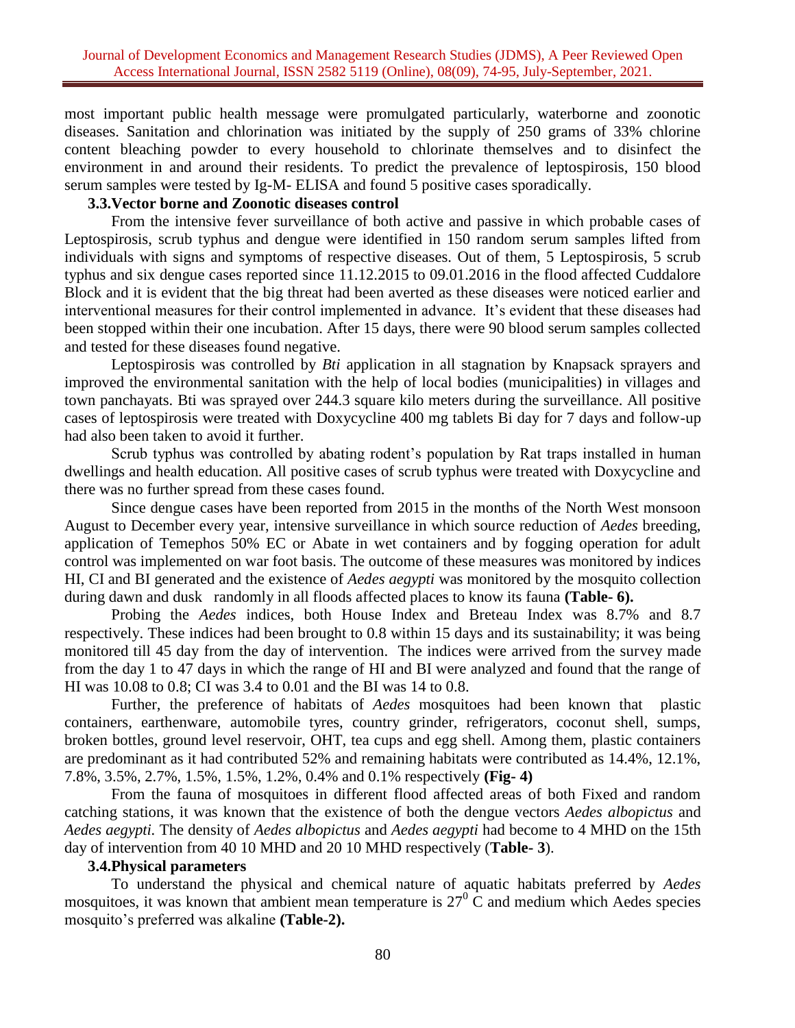most important public health message were promulgated particularly, waterborne and zoonotic diseases. Sanitation and chlorination was initiated by the supply of 250 grams of 33% chlorine content bleaching powder to every household to chlorinate themselves and to disinfect the environment in and around their residents. To predict the prevalence of leptospirosis, 150 blood serum samples were tested by Ig-M- ELISA and found 5 positive cases sporadically.

### 3.3. Vector borne and Zoonotic diseases control

From the intensive fever surveillance of both active and passive in which probable cases of Leptospirosis, scrub typhus and dengue were identified in 150 random serum samples lifted from individuals with signs and symptoms of respective diseases. Out of them, 5 Leptospirosis, 5 scrub typhus and six dengue cases reported since 11.12.2015 to 09.01.2016 in the flood affected Cuddalore Block and it is evident that the big threat had been averted as these diseases were noticed earlier and interventional measures for their control implemented in advance. It's evident that these diseases had been stopped within their one incubation. After 15 days, there were 90 blood serum samples collected and tested for these diseases found negative.

Leptospirosis was controlled by *Bti* application in all stagnation by Knapsack sprayers and improved the environmental sanitation with the help of local bodies (municipalities) in villages and town panchayats. Bti was sprayed over 244.3 square kilo meters during the surveillance. All positive cases of leptospirosis were treated with Doxycycline 400 mg tablets Bi day for 7 days and follow-up had also been taken to avoid it further.

Scrub typhus was controlled by abating rodent's population by Rat traps installed in human dwellings and health education. All positive cases of scrub typhus were treated with Doxycycline and there was no further spread from these cases found.

Since dengue cases have been reported from 2015 in the months of the North West monsoon August to December every year, intensive surveillance in which source reduction of *Aedes* breeding, application of Temephos 50% EC or Abate in wet containers and by fogging operation for adult control was implemented on war foot basis. The outcome of these measures was monitored by indices HI, CI and BI generated and the existence of *Aedes aegypti* was monitored by the mosquito collection during dawn and dusk randomly in all floods affected places to know its fauna **(Table- 6).**

Probing the *Aedes* indices, both House Index and Breteau Index was 8.7% and 8.7 respectively. These indices had been brought to 0.8 within 15 days and its sustainability; it was being monitored till 45 day from the day of intervention. The indices were arrived from the survey made from the day 1 to 47 days in which the range of HI and BI were analyzed and found that the range of HI was 10.08 to 0.8; CI was 3.4 to 0.01 and the BI was 14 to 0.8.

Further, the preference of habitats of *Aedes* mosquitoes had been known that plastic containers, earthenware, automobile tyres, country grinder, refrigerators, coconut shell, sumps, broken bottles, ground level reservoir, OHT, tea cups and egg shell. Among them, plastic containers are predominant as it had contributed 52% and remaining habitats were contributed as 14.4%, 12.1%, 7.8%, 3.5%, 2.7%, 1.5%, 1.5%, 1.2%, 0.4% and 0.1% respectively **(Fig- 4)**

From the fauna of mosquitoes in different flood affected areas of both Fixed and random catching stations, it was known that the existence of both the dengue vectors *Aedes albopictus* and *Aedes aegypti.* The density of *Aedes albopictus* and *Aedes aegypti* had become to 4 MHD on the 15th day of intervention from 40 10 MHD and 20 10 MHD respectively (**Table- 3**).

### 3.4. Physical parameters

To understand the physical and chemical nature of aquatic habitats preferred by *Aedes* mosquitoes, it was known that ambient mean temperature is $27^0$ C and medium which Aedes species mosquito's preferred was alkaline **(Table-2).**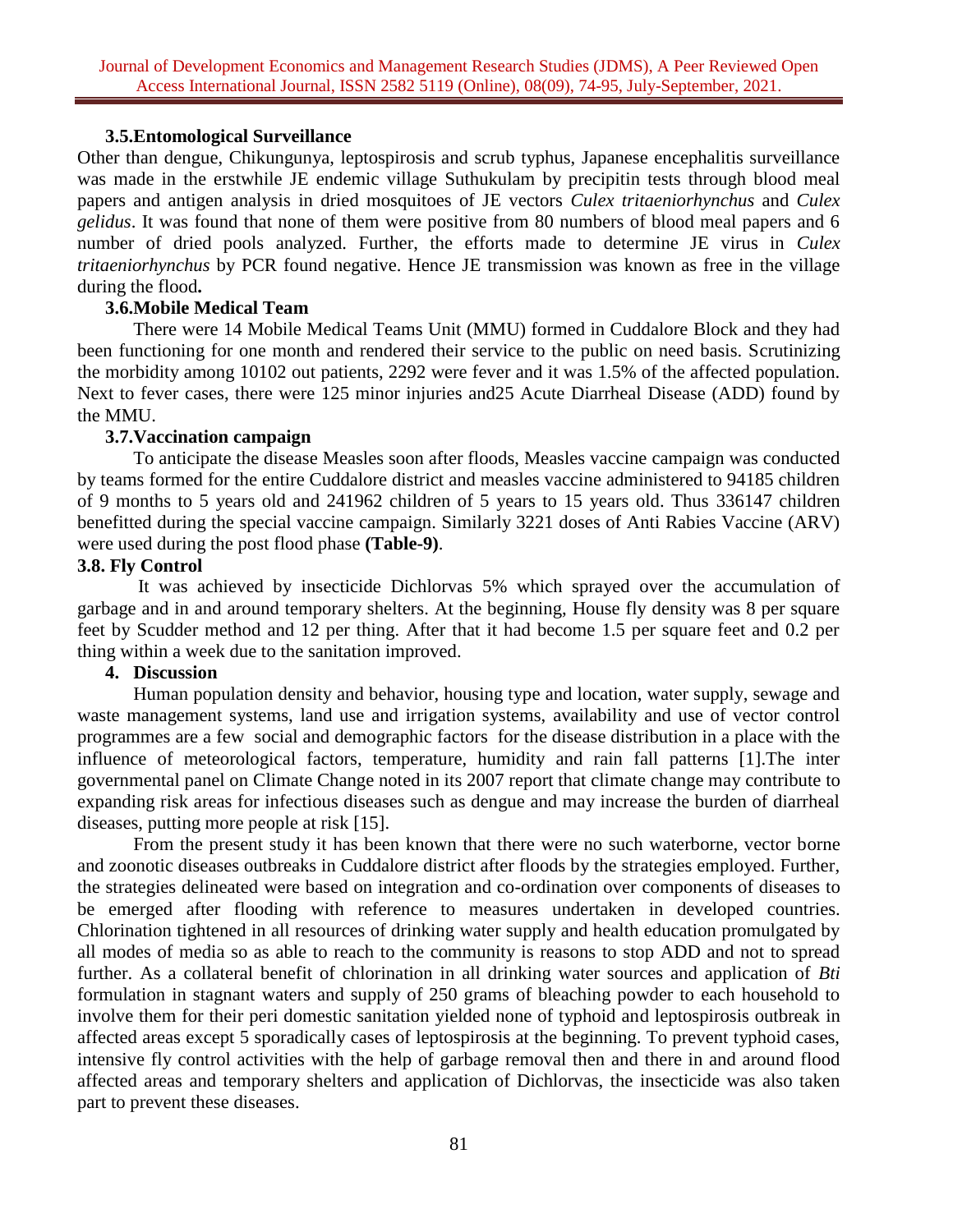### 3.5.Entomological Surveillance

Other than dengue, Chikungunya, leptospirosis and scrub typhus, Japanese encephalitis surveillance was made in the erstwhile JE endemic village Suthukulam by precipitin tests through blood meal papers and antigen analysis in dried mosquitoes of JE vectors *Culex tritaeniorhynchus* and *Culex gelidus*. It was found that none of them were positive from 80 numbers of blood meal papers and 6 number of dried pools analyzed. Further, the efforts made to determine JE virus in *Culex tritaeniorhynchus* by PCR found negative. Hence JE transmission was known as free in the village during the flood**.**

### 3.6.Mobile Medical Team

There were 14 Mobile Medical Teams Unit (MMU) formed in Cuddalore Block and they had been functioning for one month and rendered their service to the public on need basis. Scrutinizing the morbidity among 10102 out patients, 2292 were fever and it was 1.5% of the affected population. Next to fever cases, there were 125 minor injuries and25 Acute Diarrheal Disease (ADD) found by the MMU.

### 3.7.Vaccination campaign

To anticipate the disease Measles soon after floods, Measles vaccine campaign was conducted by teams formed for the entire Cuddalore district and measles vaccine administered to 94185 children of 9 months to 5 years old and 241962 children of 5 years to 15 years old. Thus 336147 children benefitted during the special vaccine campaign. Similarly 3221 doses of Anti Rabies Vaccine (ARV) were used during the post flood phase **(Table-9)**.

### 3.8. Fly Control

It was achieved by insecticide Dichlorvas 5% which sprayed over the accumulation of garbage and in and around temporary shelters. At the beginning, House fly density was 8 per square feet by Scudder method and 12 per thing. After that it had become 1.5 per square feet and 0.2 per thing within a week due to the sanitation improved.

## 4. Discussion

Human population density and behavior, housing type and location, water supply, sewage and waste management systems, land use and irrigation systems, availability and use of vector control programmes are a few social and demographic factors for the disease distribution in a place with the influence of meteorological factors, temperature, humidity and rain fall patterns [1].The inter governmental panel on Climate Change noted in its 2007 report that climate change may contribute to expanding risk areas for infectious diseases such as dengue and may increase the burden of diarrheal diseases, putting more people at risk [15].

From the present study it has been known that there were no such waterborne, vector borne and zoonotic diseases outbreaks in Cuddalore district after floods by the strategies employed. Further, the strategies delineated were based on integration and co-ordination over components of diseases to be emerged after flooding with reference to measures undertaken in developed countries. Chlorination tightened in all resources of drinking water supply and health education promulgated by all modes of media so as able to reach to the community is reasons to stop ADD and not to spread further. As a collateral benefit of chlorination in all drinking water sources and application of *Bti* formulation in stagnant waters and supply of 250 grams of bleaching powder to each household to involve them for their peri domestic sanitation yielded none of typhoid and leptospirosis outbreak in affected areas except 5 sporadically cases of leptospirosis at the beginning. To prevent typhoid cases, intensive fly control activities with the help of garbage removal then and there in and around flood affected areas and temporary shelters and application of Dichlorvas, the insecticide was also taken part to prevent these diseases.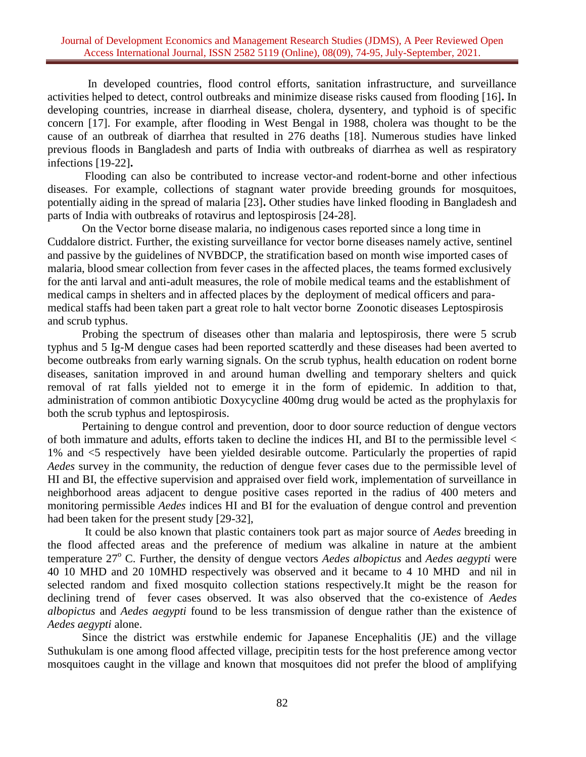In developed countries, flood control efforts, sanitation infrastructure, and surveillance activities helped to detect, control outbreaks and minimize disease risks caused from flooding [16]**.** In developing countries, increase in diarrheal disease, cholera, dysentery, and typhoid is of specific concern [17]. For example, after flooding in West Bengal in 1988, cholera was thought to be the cause of an outbreak of diarrhea that resulted in 276 deaths [18]. Numerous studies have linked previous floods in Bangladesh and parts of India with outbreaks of diarrhea as well as respiratory infections [19-22]**.**

Flooding can also be contributed to increase vector-and rodent-borne and other infectious diseases. For example, collections of stagnant water provide breeding grounds for mosquitoes, potentially aiding in the spread of malaria [23]**.** Other studies have linked flooding in Bangladesh and parts of India with outbreaks of rotavirus and leptospirosis [24-28].

On the Vector borne disease malaria, no indigenous cases reported since a long time in Cuddalore district. Further, the existing surveillance for vector borne diseases namely active, sentinel and passive by the guidelines of NVBDCP, the stratification based on month wise imported cases of malaria, blood smear collection from fever cases in the affected places, the teams formed exclusively for the anti larval and anti-adult measures, the role of mobile medical teams and the establishment of medical camps in shelters and in affected places by the deployment of medical officers and para-medical staffs had been taken part a great role to halt vector borne Zoonotic diseases Leptospirosis and scrub typhus.

Probing the spectrum of diseases other than malaria and leptospirosis, there were 5 scrub typhus and 5 Ig-M dengue cases had been reported scatterdly and these diseases had been averted to become outbreaks from early warning signals. On the scrub typhus, health education on rodent borne diseases, sanitation improved in and around human dwelling and temporary shelters and quick removal of rat falls yielded not to emerge it in the form of epidemic. In addition to that, administration of common antibiotic Doxycycline 400mg drug would be acted as the prophylaxis for both the scrub typhus and leptospirosis.

Pertaining to dengue control and prevention, door to door source reduction of dengue vectors of both immature and adults, efforts taken to decline the indices HI, and BI to the permissible level < 1% and <5 respectively have been yielded desirable outcome. Particularly the properties of rapid *Aedes* survey in the community, the reduction of dengue fever cases due to the permissible level of HI and BI, the effective supervision and appraised over field work, implementation of surveillance in neighborhood areas adjacent to dengue positive cases reported in the radius of 400 meters and monitoring permissible *Aedes* indices HI and BI for the evaluation of dengue control and prevention had been taken for the present study [29-32],

It could be also known that plastic containers took part as major source of *Aedes* breeding in the flood affected areas and the preference of medium was alkaline in nature at the ambient temperature 27$^{o}$ C. Further, the density of dengue vectors *Aedes albopictus* and *Aedes aegypti* were 40 10 MHD and 20 10MHD respectively was observed and it became to 4 10 MHD and nil in selected random and fixed mosquito collection stations respectively.It might be the reason for declining trend of fever cases observed. It was also observed that the co-existence of *Aedes albopictus* and *Aedes aegypti* found to be less transmission of dengue rather than the existence of *Aedes aegypti* alone.

Since the district was erstwhile endemic for Japanese Encephalitis (JE) and the village Suthukulam is one among flood affected village, precipitin tests for the host preference among vector mosquitoes caught in the village and known that mosquitoes did not prefer the blood of amplifying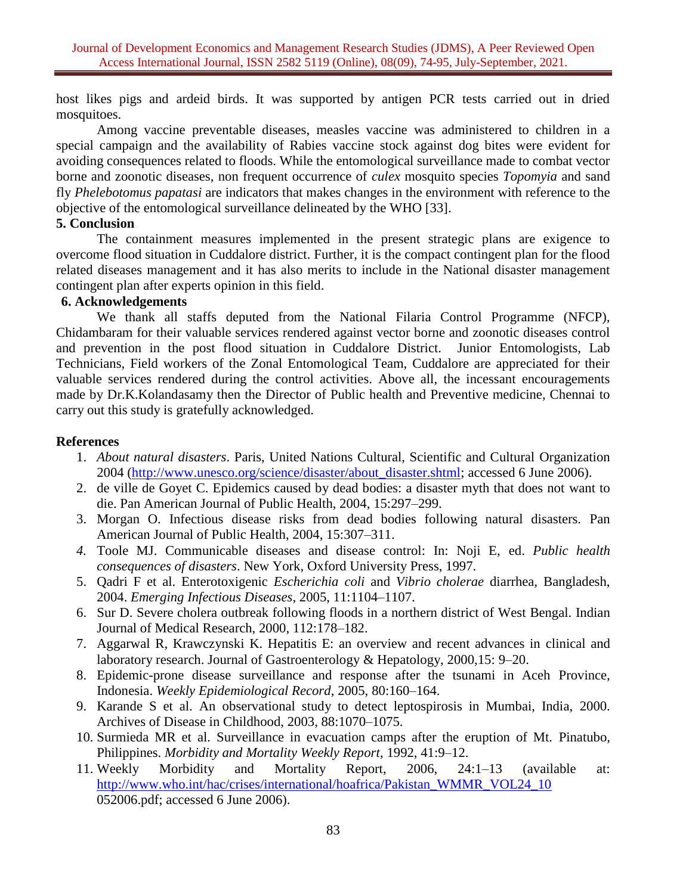host likes pigs and ardeid birds. It was supported by antigen PCR tests carried out in dried mosquitoes.

Among vaccine preventable diseases, measles vaccine was administered to children in a special campaign and the availability of Rabies vaccine stock against dog bites were evident for avoiding consequences related to floods. While the entomological surveillance made to combat vector borne and zoonotic diseases, non frequent occurrence of *culex* mosquito species *Topomyia* and sand fly *Phelebotomus papatasi* are indicators that makes changes in the environment with reference to the objective of the entomological surveillance delineated by the WHO [33].

## 5. Conclusion

The containment measures implemented in the present strategic plans are exigence to overcome flood situation in Cuddalore district. Further, it is the compact contingent plan for the flood related diseases management and it has also merits to include in the National disaster management contingent plan after experts opinion in this field.

## 6. Acknowledgements

We thank all staffs deputed from the National Filaria Control Programme (NFCP), Chidambaram for their valuable services rendered against vector borne and zoonotic diseases control and prevention in the post flood situation in Cuddalore District. Junior Entomologists, Lab Technicians, Field workers of the Zonal Entomological Team, Cuddalore are appreciated for their valuable services rendered during the control activities. Above all, the incessant encouragements made by Dr.K.Kolandasamy then the Director of Public health and Preventive medicine, Chennai to carry out this study is gratefully acknowledged.

## References

1. *About natural disasters*. Paris, United Nations Cultural, Scientific and Cultural Organization 2004 (http://www.unesco.org/science/disaster/about_disaster.shtml; accessed 6 June 2006).
2. de ville de Goyet C. Epidemics caused by dead bodies: a disaster myth that does not want to die. Pan American Journal of Public Health, 2004, 15:297–299.
3. Morgan O. Infectious disease risks from dead bodies following natural disasters. Pan American Journal of Public Health, 2004, 15:307–311.
4. Toole MJ. Communicable diseases and disease control: In: Noji E, ed. *Public health consequences of disasters*. New York, Oxford University Press, 1997.
5. Qadri F et al. Enterotoxigenic *Escherichia coli* and *Vibrio cholerae* diarrhea, Bangladesh, 2004. *Emerging Infectious Diseases*, 2005, 11:1104–1107.
6. Sur D. Severe cholera outbreak following floods in a northern district of West Bengal. Indian Journal of Medical Research, 2000, 112:178–182.
7. Aggarwal R, Krawczynski K. Hepatitis E: an overview and recent advances in clinical and laboratory research. Journal of Gastroenterology & Hepatology, 2000,15: 9–20.
8. Epidemic-prone disease surveillance and response after the tsunami in Aceh Province, Indonesia. *Weekly Epidemiological Record*, 2005, 80:160–164.
9. Karande S et al. An observational study to detect leptospirosis in Mumbai, India, 2000. Archives of Disease in Childhood, 2003, 88:1070–1075.
10. Surmieda MR et al. Surveillance in evacuation camps after the eruption of Mt. Pinatubo, Philippines. *Morbidity and Mortality Weekly Report*, 1992, 41:9–12.
11. Weekly Morbidity and Mortality Report, 2006, 24:1–13 (available at: http://www.who.int/hac/crises/international/hoafrica/Pakistan_WMMR_VOL24_10 052006.pdf; accessed 6 June 2006).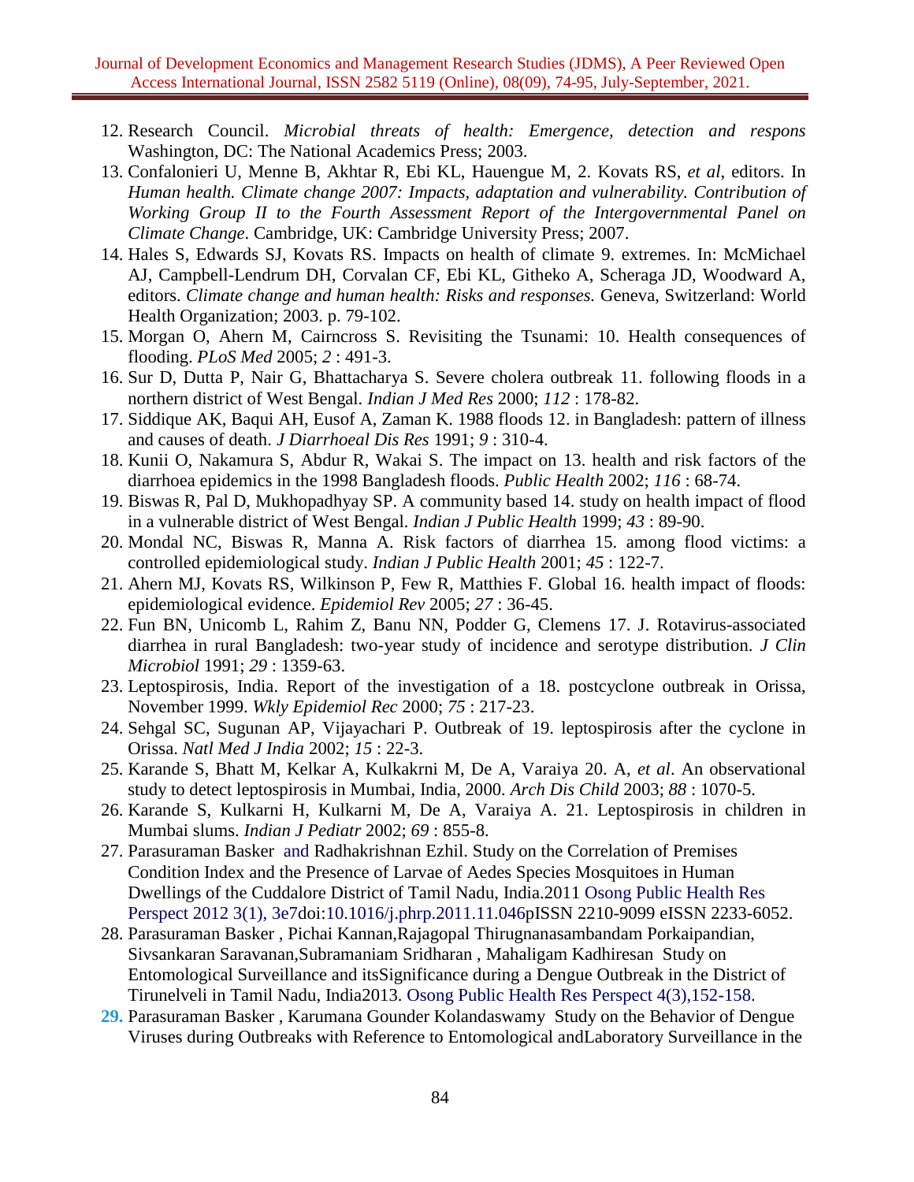12. Research Council. *Microbial threats of health: Emergence, detection and respons* Washington, DC: The National Academics Press; 2003.
13. Confalonieri U, Menne B, Akhtar R, Ebi KL, Hauengue M, 2. Kovats RS, *et al*, editors. In *Human health. Climate change 2007: Impacts, adaptation and vulnerability. Contribution of Working Group II to the Fourth Assessment Report of the Intergovernmental Panel on Climate Change*. Cambridge, UK: Cambridge University Press; 2007.
14. Hales S, Edwards SJ, Kovats RS. Impacts on health of climate 9. extremes. In: McMichael AJ, Campbell-Lendrum DH, Corvalan CF, Ebi KL, Githeko A, Scheraga JD, Woodward A, editors. *Climate change and human health: Risks and responses.* Geneva, Switzerland: World Health Organization; 2003. p. 79-102.
15. Morgan O, Ahern M, Cairncross S. Revisiting the Tsunami: 10. Health consequences of flooding. *PLoS Med* 2005; *2* : 491-3.
16. Sur D, Dutta P, Nair G, Bhattacharya S. Severe cholera outbreak 11. following floods in a northern district of West Bengal. *Indian J Med Res* 2000; *112* : 178-82.
17. Siddique AK, Baqui AH, Eusof A, Zaman K. 1988 floods 12. in Bangladesh: pattern of illness and causes of death. *J Diarrhoeal Dis Res* 1991; *9* : 310-4.
18. Kunii O, Nakamura S, Abdur R, Wakai S. The impact on 13. health and risk factors of the diarrhoea epidemics in the 1998 Bangladesh floods. *Public Health* 2002; *116* : 68-74.
19. Biswas R, Pal D, Mukhopadhyay SP. A community based 14. study on health impact of flood in a vulnerable district of West Bengal. *Indian J Public Health* 1999; *43* : 89-90.
20. Mondal NC, Biswas R, Manna A. Risk factors of diarrhea 15. among flood victims: a controlled epidemiological study. *Indian J Public Health* 2001; *45* : 122-7.
21. Ahern MJ, Kovats RS, Wilkinson P, Few R, Matthies F. Global 16. health impact of floods: epidemiological evidence. *Epidemiol Rev* 2005; *27* : 36-45.
22. Fun BN, Unicomb L, Rahim Z, Banu NN, Podder G, Clemens 17. J. Rotavirus-associated diarrhea in rural Bangladesh: two-year study of incidence and serotype distribution. *J Clin Microbiol* 1991; *29* : 1359-63.
23. Leptospirosis, India. Report of the investigation of a 18. postcyclone outbreak in Orissa, November 1999. *Wkly Epidemiol Rec* 2000; *75* : 217-23.
24. Sehgal SC, Sugunan AP, Vijayachari P. Outbreak of 19. leptospirosis after the cyclone in Orissa. *Natl Med J India* 2002; *15* : 22-3.
25. Karande S, Bhatt M, Kelkar A, Kulkakrni M, De A, Varaiya 20. A, *et al*. An observational study to detect leptospirosis in Mumbai, India, 2000. *Arch Dis Child* 2003; *88* : 1070-5.
26. Karande S, Kulkarni H, Kulkarni M, De A, Varaiya A. 21. Leptospirosis in children in Mumbai slums. *Indian J Pediatr* 2002; *69* : 855-8.
27. Parasuraman Basker and Radhakrishnan Ezhil. Study on the Correlation of Premises Condition Index and the Presence of Larvae of Aedes Species Mosquitoes in Human Dwellings of the Cuddalore District of Tamil Nadu, India.2011 Osong Public Health Res Perspect 2012 3(1), 3e7doi:10.1016/j.phrp.2011.11.046pISSN 2210-9099 eISSN 2233-6052.
28. Parasuraman Basker , Pichai Kannan,Rajagopal Thirugnanasambandam Porkaipandian, Sivsankaran Saravanan,Subramaniam Sridharan , Mahaligam Kadhiresan Study on Entomological Surveillance and itsSignificance during a Dengue Outbreak in the District of Tirunelveli in Tamil Nadu, India2013. Osong Public Health Res Perspect 4(3),152-158.
29. Parasuraman Basker , Karumana Gounder Kolandaswamy Study on the Behavior of Dengue Viruses during Outbreaks with Reference to Entomological andLaboratory Surveillance in the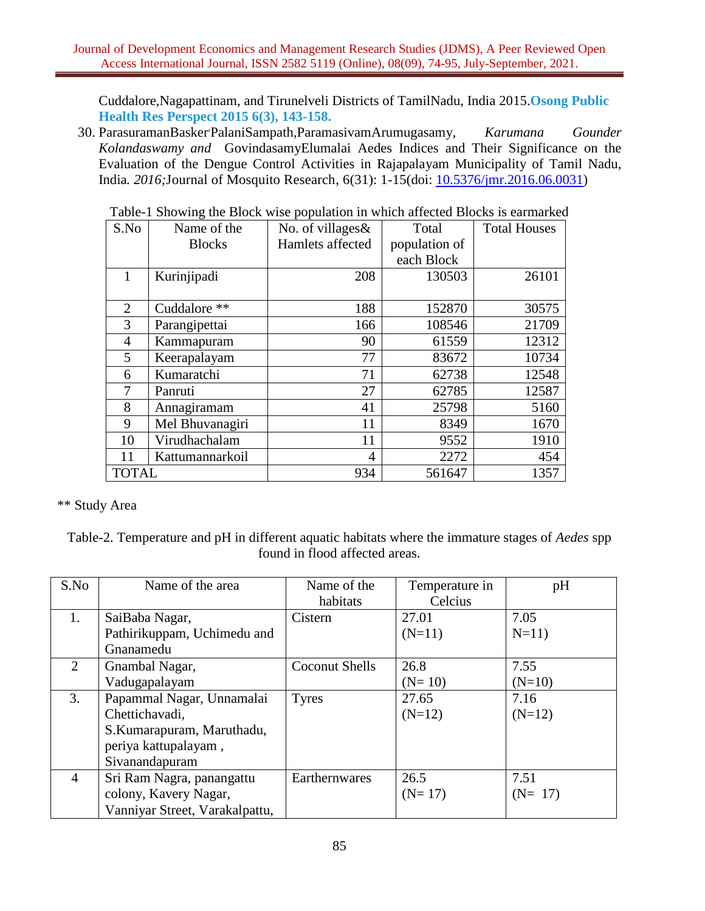Cuddalore,Nagapattinam, and Tirunelveli Districts of TamilNadu, India 2015.**Osong Public Health Res Perspect 2015 6(3), 143-158.**

30. ParasuramanBasker PalaniSampath,ParamasivamArumugasamy, *Karumana Gounder Kolandaswamy and* GovindasamyElumalai Aedes Indices and Their Significance on the Evaluation of the Dengue Control Activities in Rajapalayam Municipality of Tamil Nadu, India*. 2016;*Journal of Mosquito Research, 6(31): 1-15(doi: [10.5376/jmr.2016.06.0031](10.5376/jmr.2016.06.0031))

Table-1 Showing the Block wise population in which affected Blocks is earmarked

| S.No | Name of the Blocks | No. of villages& Hamlets affected | Total population of each Block | Total Houses |
|---|---|---|---|---|
| 1 | Kurinjipadi | 208 | 130503 | 26101 |
| 2 | Cuddalore ** | 188 | 152870 | 30575 |
| 3 | Parangipettai | 166 | 108546 | 21709 |
| 4 | Kammapuram | 90 | 61559 | 12312 |
| 5 | Keerapalayam | 77 | 83672 | 10734 |
| 6 | Kumaratchi | 71 | 62738 | 12548 |
| 7 | Panruti | 27 | 62785 | 12587 |
| 8 | Annagiramam | 41 | 25798 | 5160 |
| 9 | Mel Bhuvanagiri | 11 | 8349 | 1670 |
| 10 | Virudhachalam | 11 | 9552 | 1910 |
| 11 | Kattumannarkoil | 4 | 2272 | 454 |
| TOTAL | | 934 | 561647 | 1357 |

** Study Area

Table-2. Temperature and pH in different aquatic habitats where the immature stages of *Aedes* spp found in flood affected areas.

| S.No | Name of the area | Name of the habitats | Temperature in Celcius | pH |
|---|---|---|---|---|
| 1. | SaiBaba Nagar, Pathirikuppam, Uchimedu and Gnanamedu | Cistern | 27.01 (N=11) | 7.05 N=11) |
| 2 | Gnambal Nagar, Vadugapalayam | Coconut Shells | 26.8 (N= 10) | 7.55 (N=10) |
| 3. | Papammal Nagar, Unnamalai Chettichavadi, S.Kumarapuram, Maruthadu, periya kattupalayam , Sivanandapuram | Tyres | 27.65 (N=12) | 7.16 (N=12) |
| 4 | Sri Ram Nagra, panangattu colony, Kavery Nagar, Vanniyar Street, Varakalpattu, | Earthernwares | 26.5 (N= 17) | 7.51 (N= 17) |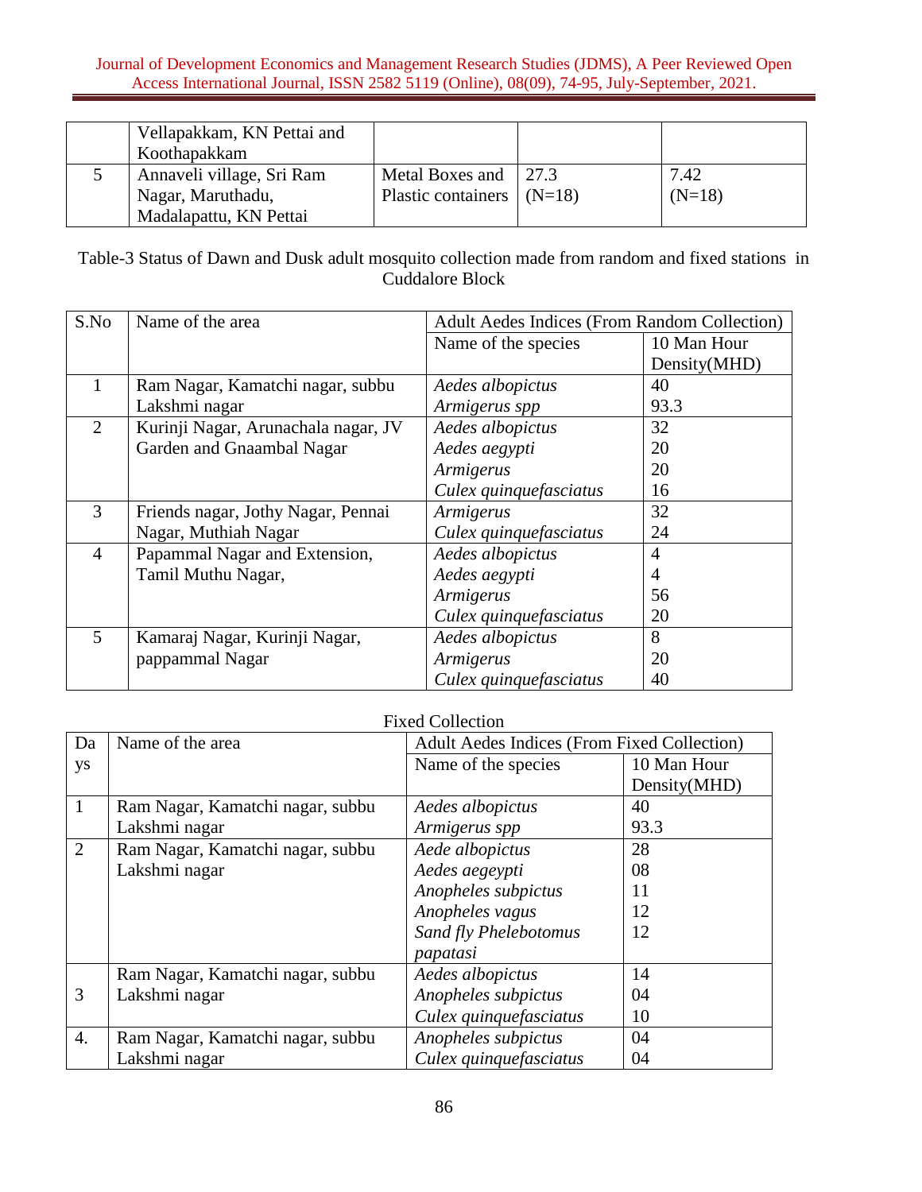|  | Vellapakkam, KN Pettai and Koothapakkam |  |  |  |
|---|---|---|---|---|
| 5 | Annaveli village, Sri Ram Nagar, Maruthadu, Madalapattu, KN Pettai | Metal Boxes and Plastic containers | 27.3 (N=18) | 7.42 (N=18) |

Table-3 Status of Dawn and Dusk adult mosquito collection made from random and fixed stations in Cuddalore Block

| S.No | Name of the area | Adult Aedes Indices (From Random Collection) | |
|---|---|---|---|
| | | Name of the species | 10 Man Hour Density(MHD) |
| 1 | Ram Nagar, Kamatchi nagar, subbu Lakshmi nagar | *Aedes albopictus*<br>*Armigerus spp* | 40<br>93.3 |
| 2 | Kurinji Nagar, Arunachala nagar, JV Garden and Gnaambal Nagar | *Aedes albopictus*<br>*Aedes aegypti*<br>*Armigerus*<br>*Culex quinquefasciatus* | 32<br>20<br>20<br>16 |
| 3 | Friends nagar, Jothy Nagar, Pennai Nagar, Muthiah Nagar | *Armigerus*<br>*Culex quinquefasciatus* | 32<br>24 |
| 4 | Papammal Nagar and Extension, Tamil Muthu Nagar, | *Aedes albopictus*<br>*Aedes aegypti*<br>*Armigerus*<br>*Culex quinquefasciatus* | 4<br>4<br>56<br>20 |
| 5 | Kamaraj Nagar, Kurinji Nagar, pappammal Nagar | *Aedes albopictus*<br>*Armigerus*<br>*Culex quinquefasciatus* | 8<br>20<br>40 |

Fixed Collection

| Days | Name of the area | Adult Aedes Indices (From Fixed Collection) | |
|---|---|---|---|
| | | Name of the species | 10 Man Hour Density(MHD) |
| 1 | Ram Nagar, Kamatchi nagar, subbu Lakshmi nagar | *Aedes albopictus*<br>*Armigerus spp* | 40<br>93.3 |
| 2 | Ram Nagar, Kamatchi nagar, subbu Lakshmi nagar | *Aede albopictus*<br>*Aedes aegeypti*<br>*Anopheles subpictus*<br>*Anopheles vagus*<br>*Sand fly Phelebotomus papatasi* | 28<br>08<br>11<br>12<br>12 |
| 3 | Ram Nagar, Kamatchi nagar, subbu Lakshmi nagar | *Aedes albopictus*<br>*Anopheles subpictus*<br>*Culex quinquefasciatus* | 14<br>04<br>10 |
| 4. | Ram Nagar, Kamatchi nagar, subbu Lakshmi nagar | *Anopheles subpictus*<br>*Culex quinquefasciatus* | 04<br>04 |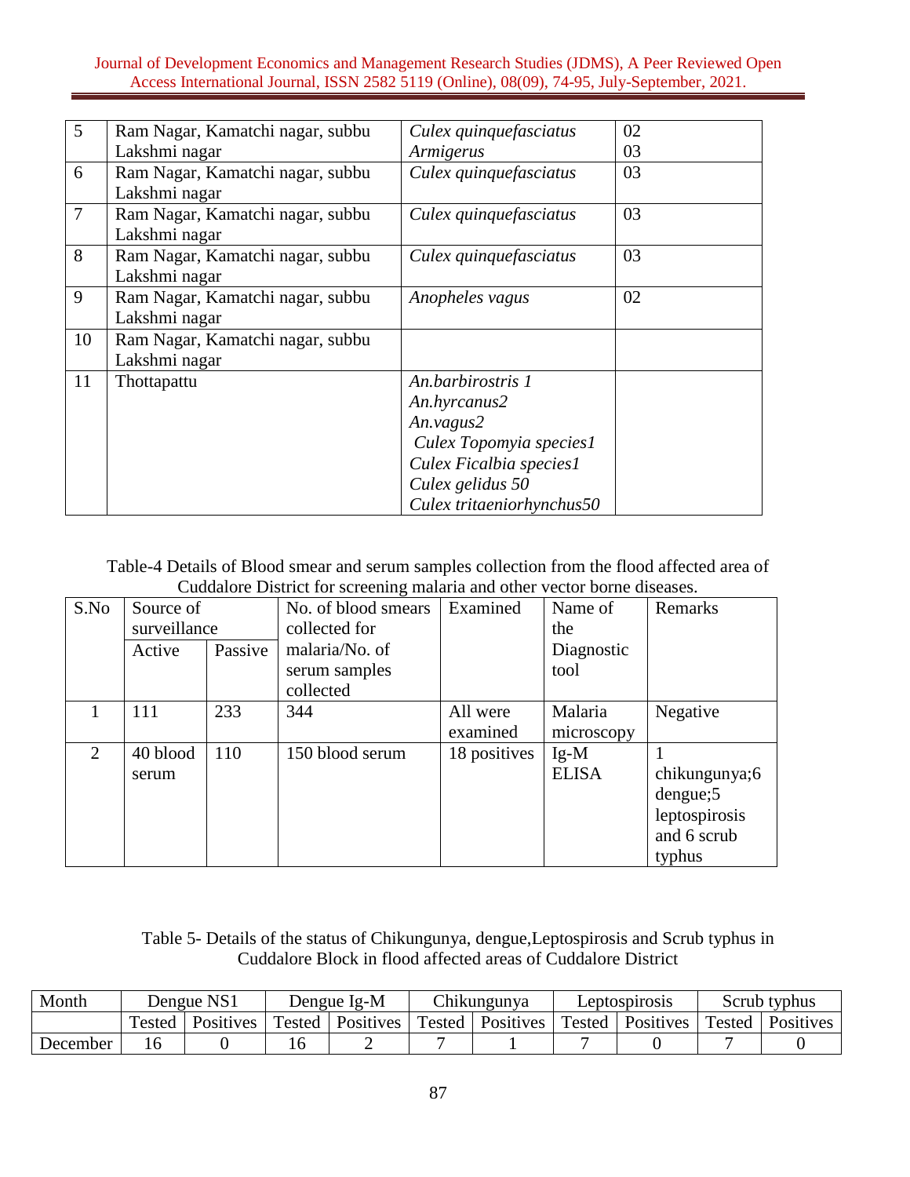| 5 | Ram Nagar, Kamatchi nagar, subbu Lakshmi nagar | *Culex quinquefasciatus* <br> *Armigerus* | 02 <br> 03 |
|---|---|---|---|
| 6 | Ram Nagar, Kamatchi nagar, subbu Lakshmi nagar | *Culex quinquefasciatus* | 03 |
| 7 | Ram Nagar, Kamatchi nagar, subbu Lakshmi nagar | *Culex quinquefasciatus* | 03 |
| 8 | Ram Nagar, Kamatchi nagar, subbu Lakshmi nagar | *Culex quinquefasciatus* | 03 |
| 9 | Ram Nagar, Kamatchi nagar, subbu Lakshmi nagar | *Anopheles vagus* | 02 |
| 10 | Ram Nagar, Kamatchi nagar, subbu Lakshmi nagar | | |
| 11 | Thottapattu | *An.barbirostris 1* <br> *An.hyrcanus2* <br> *An.vagus2* <br> *Culex Topomyia species1* <br> *Culex Ficalbia species1* <br> *Culex gelidus 50* <br> *Culex tritaeniorhynchus50* | |

Table-4 Details of Blood smear and serum samples collection from the flood affected area of Cuddalore District for screening malaria and other vector borne diseases.

| S.No | Source of surveillance | | No. of blood smears collected for malaria/No. of serum samples collected | Examined | Name of the Diagnostic tool | Remarks |
|---|---|---|---|---|---|---|
| | Active | Passive | | | | |
| 1 | 111 | 233 | 344 | All were examined | Malaria microscopy | Negative |
| 2 | 40 blood serum | 110 | 150 blood serum | 18 positives | Ig-M ELISA | 1 chikungunya;6 dengue;5 leptospirosis and 6 scrub typhus |

Table 5- Details of the status of Chikungunya, dengue,Leptospirosis and Scrub typhus in Cuddalore Block in flood affected areas of Cuddalore District

| Month | Dengue NS1 | | Dengue Ig-M | | Chikungunya | | Leptospirosis | | Scrub typhus | |
|---|---|---|---|---|---|---|---|---|---|---|
| | Tested | Positives | Tested | Positives | Tested | Positives | Tested | Positives | Tested | Positives |
| December | 16 | 0 | 16 | 2 | 7 | 1 | 7 | 0 | 7 | 0 |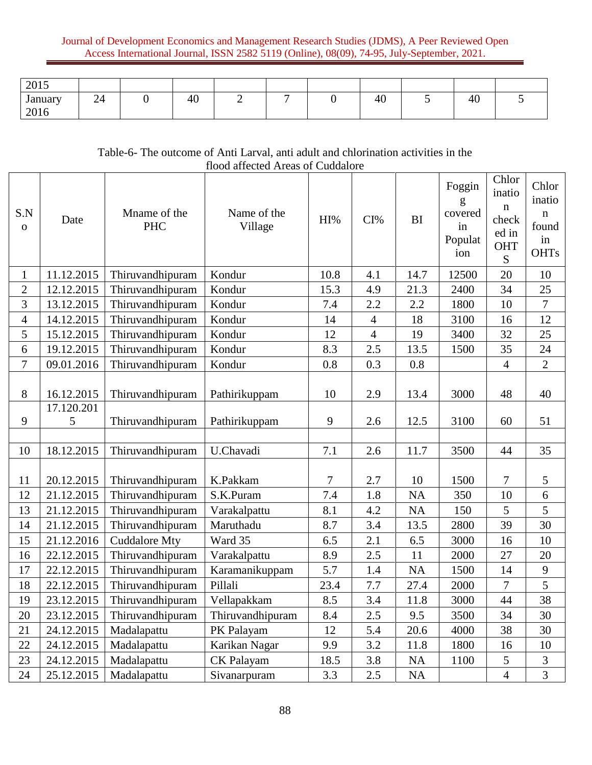| 2015 | | | | | | | | | |
|---|---|---|---|---|---|---|---|---|---|
| January 2016 | 24 | 0 | 40 | 2 | 7 | 0 | 40 | 5 | 40 | 5 |

Table-6- The outcome of Anti Larval, anti adult and chlorination activities in the flood affected Areas of Cuddalore

| S.No | Date | Mname of the PHC | Name of the Village | HI% | CI% | BI | Fogging covered in Population | Chlorination checked in OHTS | Chlorination found in OHTs |
|---|---|---|---|---|---|---|---|---|---|
| 1 | 11.12.2015 | Thiruvandhipuram | Kondur | 10.8 | 4.1 | 14.7 | 12500 | 20 | 10 |
| 2 | 12.12.2015 | Thiruvandhipuram | Kondur | 15.3 | 4.9 | 21.3 | 2400 | 34 | 25 |
| 3 | 13.12.2015 | Thiruvandhipuram | Kondur | 7.4 | 2.2 | 2.2 | 1800 | 10 | 7 |
| 4 | 14.12.2015 | Thiruvandhipuram | Kondur | 14 | 4 | 18 | 3100 | 16 | 12 |
| 5 | 15.12.2015 | Thiruvandhipuram | Kondur | 12 | 4 | 19 | 3400 | 32 | 25 |
| 6 | 19.12.2015 | Thiruvandhipuram | Kondur | 8.3 | 2.5 | 13.5 | 1500 | 35 | 24 |
| 7 | 09.01.2016 | Thiruvandhipuram | Kondur | 0.8 | 0.3 | 0.8 | | 4 | 2 |
| 8 | 16.12.2015 | Thiruvandhipuram | Pathirikuppam | 10 | 2.9 | 13.4 | 3000 | 48 | 40 |
| 9 | 17.120.2015 | Thiruvandhipuram | Pathirikuppam | 9 | 2.6 | 12.5 | 3100 | 60 | 51 |
| | | | | | | | | | |
| 10 | 18.12.2015 | Thiruvandhipuram | U.Chavadi | 7.1 | 2.6 | 11.7 | 3500 | 44 | 35 |
| 11 | 20.12.2015 | Thiruvandhipuram | K.Pakkam | 7 | 2.7 | 10 | 1500 | 7 | 5 |
| 12 | 21.12.2015 | Thiruvandhipuram | S.K.Puram | 7.4 | 1.8 | NA | 350 | 10 | 6 |
| 13 | 21.12.2015 | Thiruvandhipuram | Varakalpattu | 8.1 | 4.2 | NA | 150 | 5 | 5 |
| 14 | 21.12.2015 | Thiruvandhipuram | Maruthadu | 8.7 | 3.4 | 13.5 | 2800 | 39 | 30 |
| 15 | 21.12.2016 | Cuddalore Mty | Ward 35 | 6.5 | 2.1 | 6.5 | 3000 | 16 | 10 |
| 16 | 22.12.2015 | Thiruvandhipuram | Varakalpattu | 8.9 | 2.5 | 11 | 2000 | 27 | 20 |
| 17 | 22.12.2015 | Thiruvandhipuram | Karamanikuppam | 5.7 | 1.4 | NA | 1500 | 14 | 9 |
| 18 | 22.12.2015 | Thiruvandhipuram | Pillali | 23.4 | 7.7 | 27.4 | 2000 | 7 | 5 |
| 19 | 23.12.2015 | Thiruvandhipuram | Vellapakkam | 8.5 | 3.4 | 11.8 | 3000 | 44 | 38 |
| 20 | 23.12.2015 | Thiruvandhipuram | Thiruvandhipuram | 8.4 | 2.5 | 9.5 | 3500 | 34 | 30 |
| 21 | 24.12.2015 | Madalapattu | PK Palayam | 12 | 5.4 | 20.6 | 4000 | 38 | 30 |
| 22 | 24.12.2015 | Madalapattu | Karikan Nagar | 9.9 | 3.2 | 11.8 | 1800 | 16 | 10 |
| 23 | 24.12.2015 | Madalapattu | CK Palayam | 18.5 | 3.8 | NA | 1100 | 5 | 3 |
| 24 | 25.12.2015 | Madalapattu | Sivanarpuram | 3.3 | 2.5 | NA | | 4 | 3 |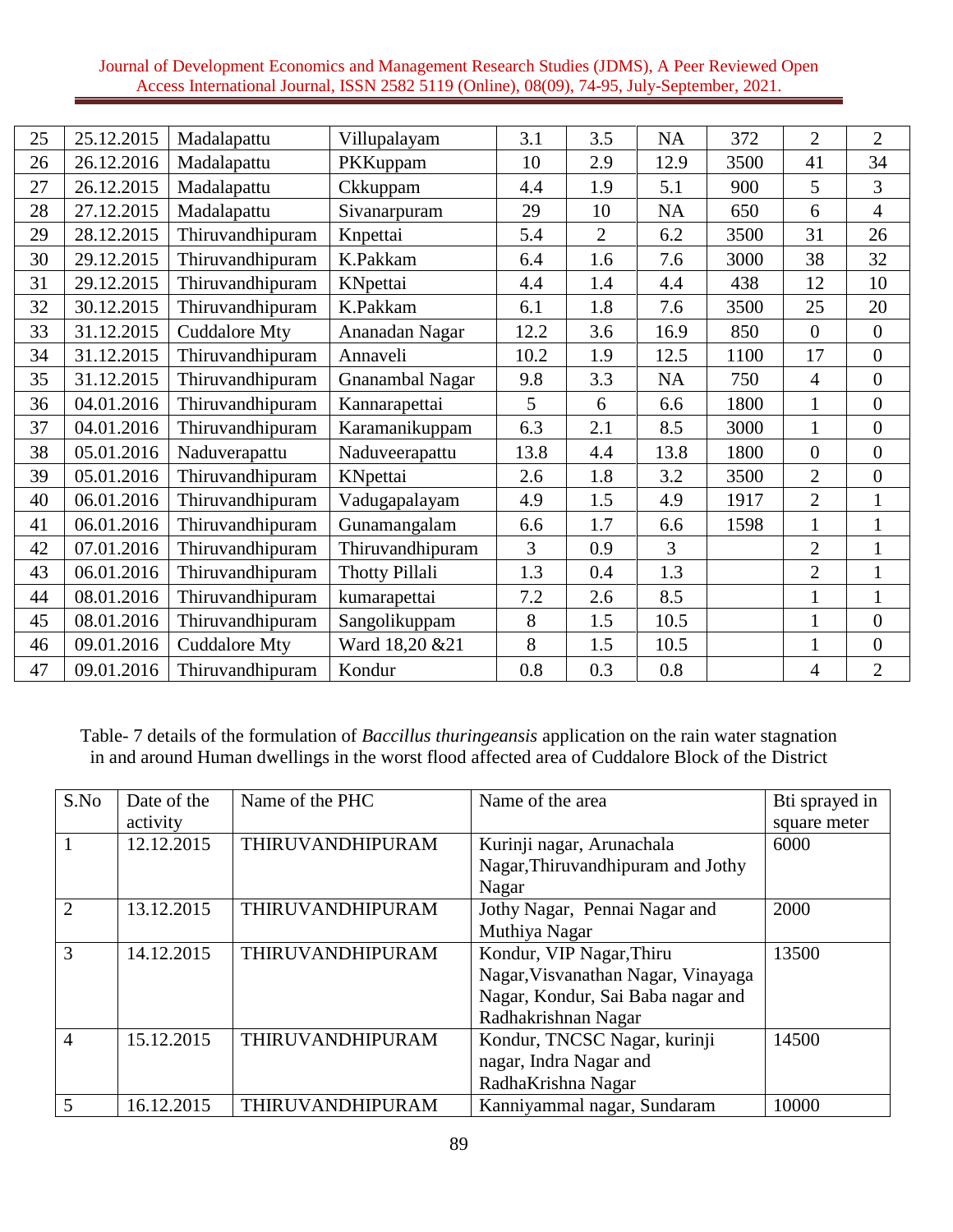| 25 | 25.12.2015 | Madalapattu | Villupalayam | 3.1 | 3.5 | NA | 372 | 2 | 2 |
|---|---|---|---|---|---|---|---|---|---|
| 26 | 26.12.2016 | Madalapattu | PKKuppam | 10 | 2.9 | 12.9 | 3500 | 41 | 34 |
| 27 | 26.12.2015 | Madalapattu | Ckkuppam | 4.4 | 1.9 | 5.1 | 900 | 5 | 3 |
| 28 | 27.12.2015 | Madalapattu | Sivanarpuram | 29 | 10 | NA | 650 | 6 | 4 |
| 29 | 28.12.2015 | Thiruvandhipuram | Knpettai | 5.4 | 2 | 6.2 | 3500 | 31 | 26 |
| 30 | 29.12.2015 | Thiruvandhipuram | K.Pakkam | 6.4 | 1.6 | 7.6 | 3000 | 38 | 32 |
| 31 | 29.12.2015 | Thiruvandhipuram | KNpettai | 4.4 | 1.4 | 4.4 | 438 | 12 | 10 |
| 32 | 30.12.2015 | Thiruvandhipuram | K.Pakkam | 6.1 | 1.8 | 7.6 | 3500 | 25 | 20 |
| 33 | 31.12.2015 | Cuddalore Mty | Ananadan Nagar | 12.2 | 3.6 | 16.9 | 850 | 0 | 0 |
| 34 | 31.12.2015 | Thiruvandhipuram | Annaveli | 10.2 | 1.9 | 12.5 | 1100 | 17 | 0 |
| 35 | 31.12.2015 | Thiruvandhipuram | Gnanambal Nagar | 9.8 | 3.3 | NA | 750 | 4 | 0 |
| 36 | 04.01.2016 | Thiruvandhipuram | Kannarapettai | 5 | 6 | 6.6 | 1800 | 1 | 0 |
| 37 | 04.01.2016 | Thiruvandhipuram | Karamanikuppam | 6.3 | 2.1 | 8.5 | 3000 | 1 | 0 |
| 38 | 05.01.2016 | Naduverapattu | Naduveerapattu | 13.8 | 4.4 | 13.8 | 1800 | 0 | 0 |
| 39 | 05.01.2016 | Thiruvandhipuram | KNpettai | 2.6 | 1.8 | 3.2 | 3500 | 2 | 0 |
| 40 | 06.01.2016 | Thiruvandhipuram | Vadugapalayam | 4.9 | 1.5 | 4.9 | 1917 | 2 | 1 |
| 41 | 06.01.2016 | Thiruvandhipuram | Gunamangalam | 6.6 | 1.7 | 6.6 | 1598 | 1 | 1 |
| 42 | 07.01.2016 | Thiruvandhipuram | Thiruvandhipuram | 3 | 0.9 | 3 | | 2 | 1 |
| 43 | 06.01.2016 | Thiruvandhipuram | Thotty Pillali | 1.3 | 0.4 | 1.3 | | 2 | 1 |
| 44 | 08.01.2016 | Thiruvandhipuram | kumarapettai | 7.2 | 2.6 | 8.5 | | 1 | 1 |
| 45 | 08.01.2016 | Thiruvandhipuram | Sangolikuppam | 8 | 1.5 | 10.5 | | 1 | 0 |
| 46 | 09.01.2016 | Cuddalore Mty | Ward 18,20 &21 | 8 | 1.5 | 10.5 | | 1 | 0 |
| 47 | 09.01.2016 | Thiruvandhipuram | Kondur | 0.8 | 0.3 | 0.8 | | 4 | 2 |

Table- 7 details of the formulation of *Baccillus thuringeansis* application on the rain water stagnation in and around Human dwellings in the worst flood affected area of Cuddalore Block of the District

| S.No | Date of the activity | Name of the PHC | Name of the area | Bti sprayed in square meter |
|---|---|---|---|---|
| 1 | 12.12.2015 | THIRUVANDHIPURAM | Kurinji nagar, Arunachala Nagar,Thiruvandhipuram and Jothy Nagar | 6000 |
| 2 | 13.12.2015 | THIRUVANDHIPURAM | Jothy Nagar, Pennai Nagar and Muthiya Nagar | 2000 |
| 3 | 14.12.2015 | THIRUVANDHIPURAM | Kondur, VIP Nagar,Thiru Nagar,Visvanathan Nagar, Vinayaga Nagar, Kondur, Sai Baba nagar and Radhakrishnan Nagar | 13500 |
| 4 | 15.12.2015 | THIRUVANDHIPURAM | Kondur, TNCSC Nagar, kurinji nagar, Indra Nagar and RadhaKrishna Nagar | 14500 |
| 5 | 16.12.2015 | THIRUVANDHIPURAM | Kanniyammal nagar, Sundaram | 10000 |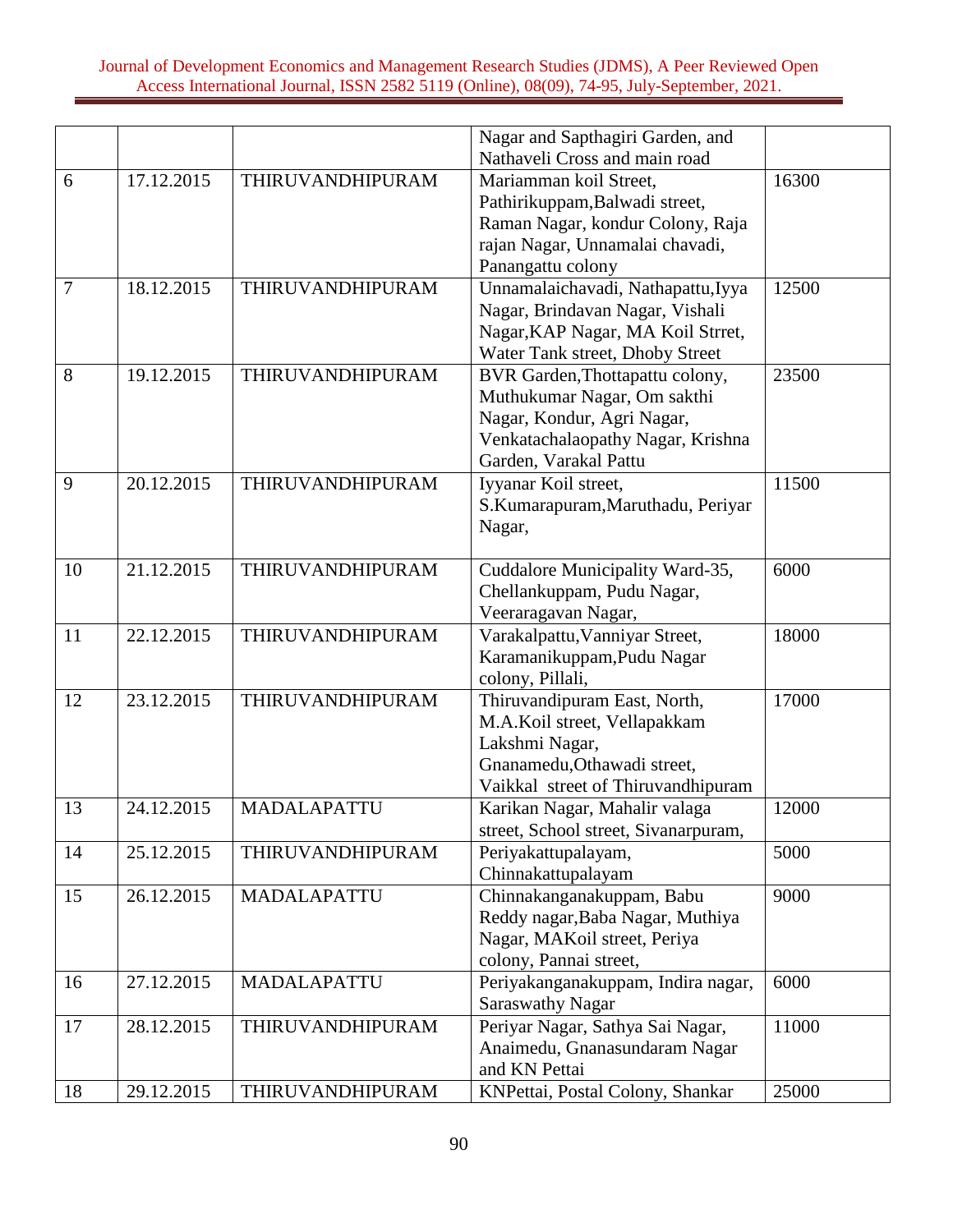|  |  |  | Nagar and Sapthagiri Garden, and Nathaveli Cross and main road |  |
|---|---|---|---|---|
| 6 | 17.12.2015 | THIRUVANDHIPURAM | Mariamman koil Street, Pathirikuppam,Balwadi street, Raman Nagar, kondur Colony, Raja rajan Nagar, Unnamalai chavadi, Panangattu colony | 16300 |
| 7 | 18.12.2015 | THIRUVANDHIPURAM | Unnamalaichavadi, Nathapattu,Iyya Nagar, Brindavan Nagar, Vishali Nagar,KAP Nagar, MA Koil Strret, Water Tank street, Dhoby Street | 12500 |
| 8 | 19.12.2015 | THIRUVANDHIPURAM | BVR Garden,Thottapattu colony, Muthukumar Nagar, Om sakthi Nagar, Kondur, Agri Nagar, Venkatachalaopathy Nagar, Krishna Garden, Varakal Pattu | 23500 |
| 9 | 20.12.2015 | THIRUVANDHIPURAM | Iyyanar Koil street, S.Kumarapuram,Maruthadu, Periyar Nagar, | 11500 |
| 10 | 21.12.2015 | THIRUVANDHIPURAM | Cuddalore Municipality Ward-35, Chellankuppam, Pudu Nagar, Veeraragavan Nagar, | 6000 |
| 11 | 22.12.2015 | THIRUVANDHIPURAM | Varakalpattu,Vanniyar Street, Karamanikuppam,Pudu Nagar colony, Pillali, | 18000 |
| 12 | 23.12.2015 | THIRUVANDHIPURAM | Thiruvandipuram East, North, M.A.Koil street, Vellapakkam Lakshmi Nagar, Gnanamedu,Othawadi street, Vaikkal street of Thiruvandhipuram | 17000 |
| 13 | 24.12.2015 | MADALAPATTU | Karikan Nagar, Mahalir valaga street, School street, Sivanarpuram, | 12000 |
| 14 | 25.12.2015 | THIRUVANDHIPURAM | Periyakattupalayam, Chinnakattupalayam | 5000 |
| 15 | 26.12.2015 | MADALAPATTU | Chinnakanganakuppam, Babu Reddy nagar,Baba Nagar, Muthiya Nagar, MAKoil street, Periya colony, Pannai street, | 9000 |
| 16 | 27.12.2015 | MADALAPATTU | Periyakanganakuppam, Indira nagar, Saraswathy Nagar | 6000 |
| 17 | 28.12.2015 | THIRUVANDHIPURAM | Periyar Nagar, Sathya Sai Nagar, Anaimedu, Gnanasundaram Nagar and KN Pettai | 11000 |
| 18 | 29.12.2015 | THIRUVANDHIPURAM | KNPettai, Postal Colony, Shankar | 25000 |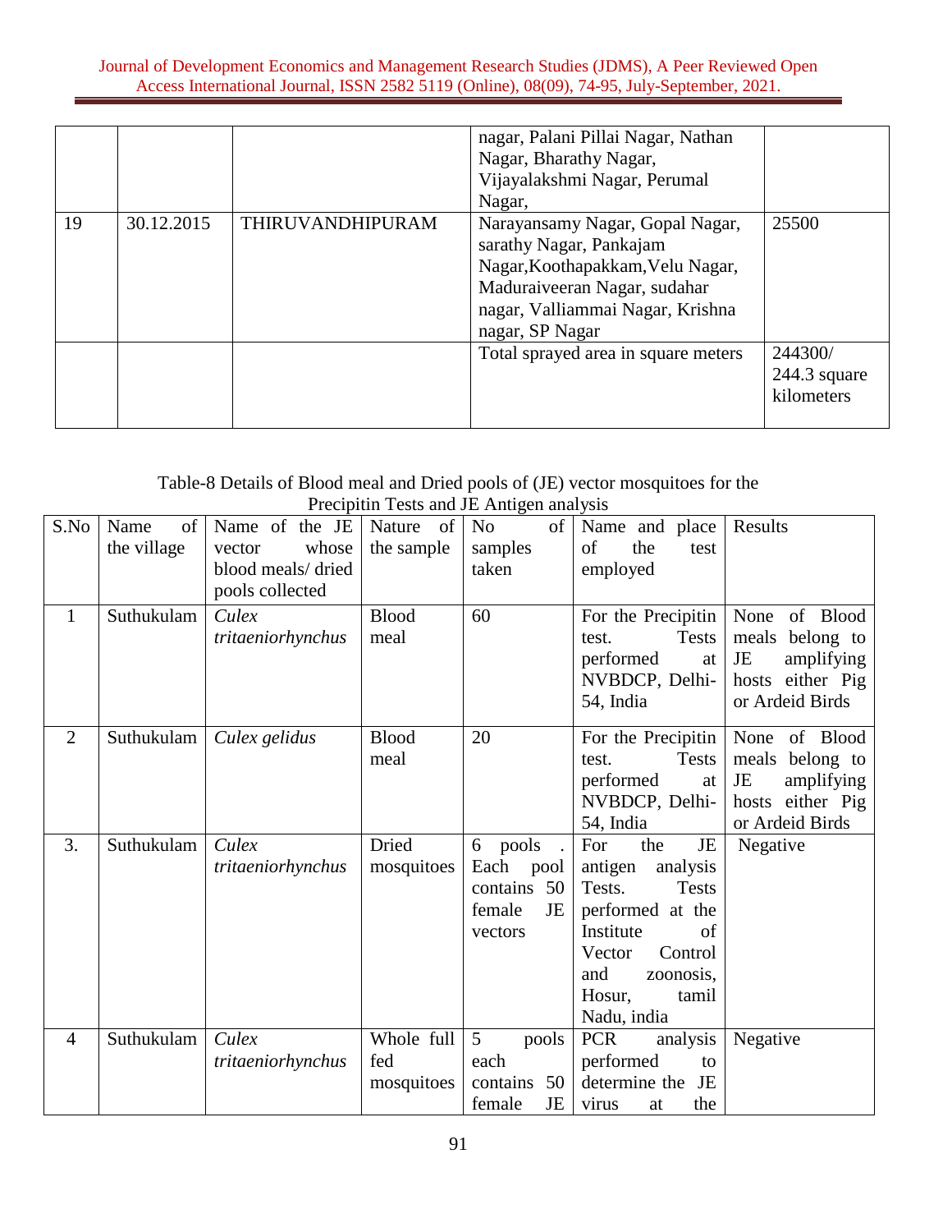| | | | nagar, Palani Pillai Nagar, Nathan Nagar, Bharathy Nagar, Vijayalakshmi Nagar, Perumal Nagar, | |
|---|---|---|---|---|
| 19 | 30.12.2015 | THIRUVANDHIPURAM | Narayansamy Nagar, Gopal Nagar, sarathy Nagar, Pankajam Nagar,Koothapakkam,Velu Nagar, Maduraiveeran Nagar, sudahar nagar, Valliammai Nagar, Krishna nagar, SP Nagar | 25500 |
| | | | Total sprayed area in square meters | 244300/ 244.3 square kilometers |

Table-8 Details of Blood meal and Dried pools of (JE) vector mosquitoes for the Precipitin Tests and JE Antigen analysis

| S.No | Name of the village | Name of the JE vector whose blood meals/ dried pools collected | Nature of the sample | No of samples taken | Name and place of the test employed | Results |
|---|---|---|---|---|---|---|
| 1 | Suthukulam | *Culex tritaeniorhynchus* | Blood meal | 60 | For the Precipitin test. Tests performed at NVBDCP, Delhi-54, India | None of Blood meals belong to JE amplifying hosts either Pig or Ardeid Birds |
| 2 | Suthukulam | *Culex gelidus* | Blood meal | 20 | For the Precipitin test. Tests performed at NVBDCP, Delhi-54, India | None of Blood meals belong to JE amplifying hosts either Pig or Ardeid Birds |
| 3. | Suthukulam | *Culex tritaeniorhynchus* | Dried mosquitoes | 6 pools . Each pool contains 50 female JE vectors | For the JE antigen analysis Tests. Tests performed at the Institute of Vector Control and zoonosis, Hosur, tamil Nadu, india | Negative |
| 4 | Suthukulam | *Culex tritaeniorhynchus* | Whole full fed mosquitoes | 5 pools each contains 50 female JE | PCR analysis performed to determine the JE virus at the | Negative |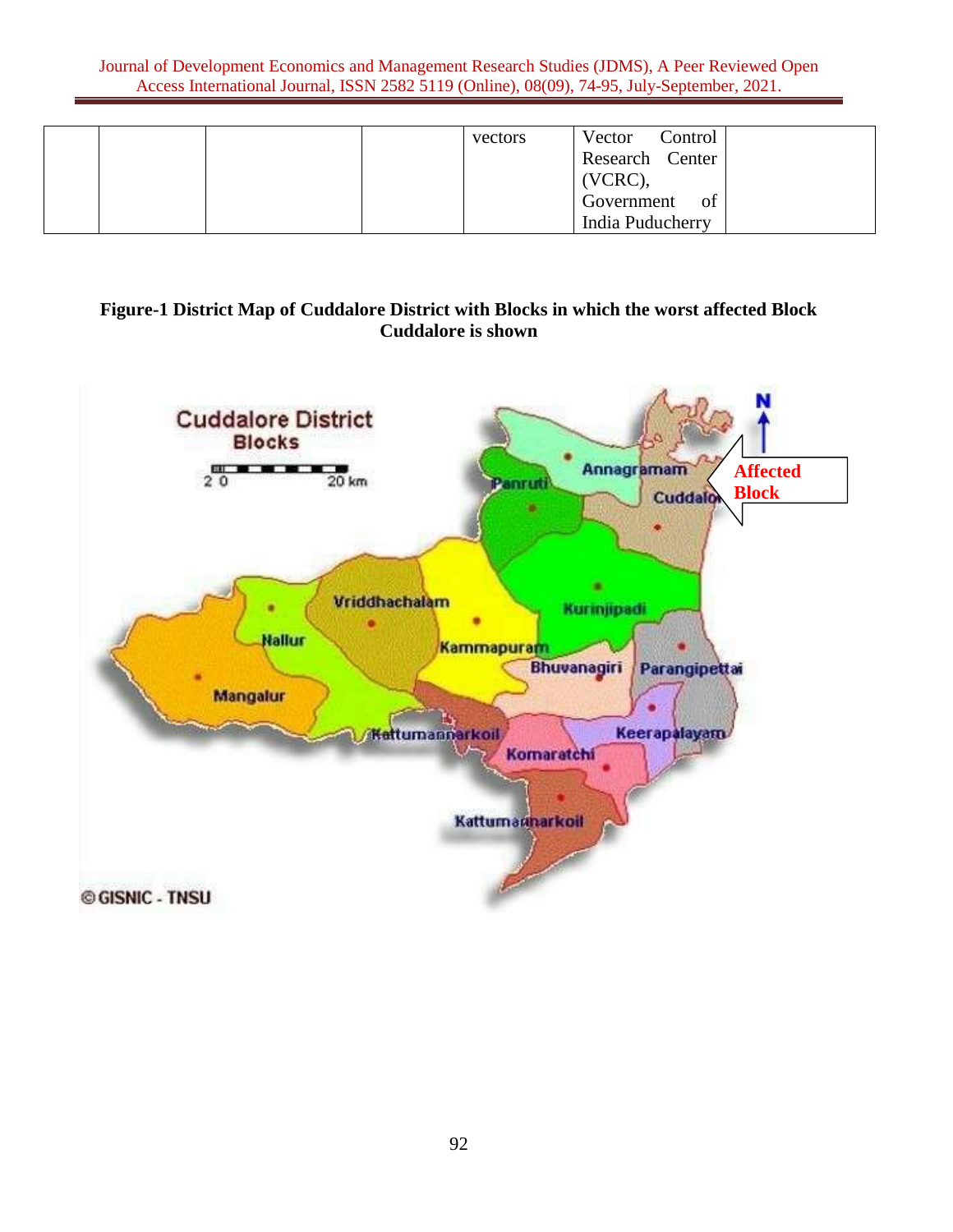|  |  |  |  | vectors | Vector Control Research Center (VCRC), Government of India Puducherry |  |
|---|---|---|---|---|---|---|

**Figure-1 District Map of Cuddalore District with Blocks in which the worst affected Block Cuddalore is shown**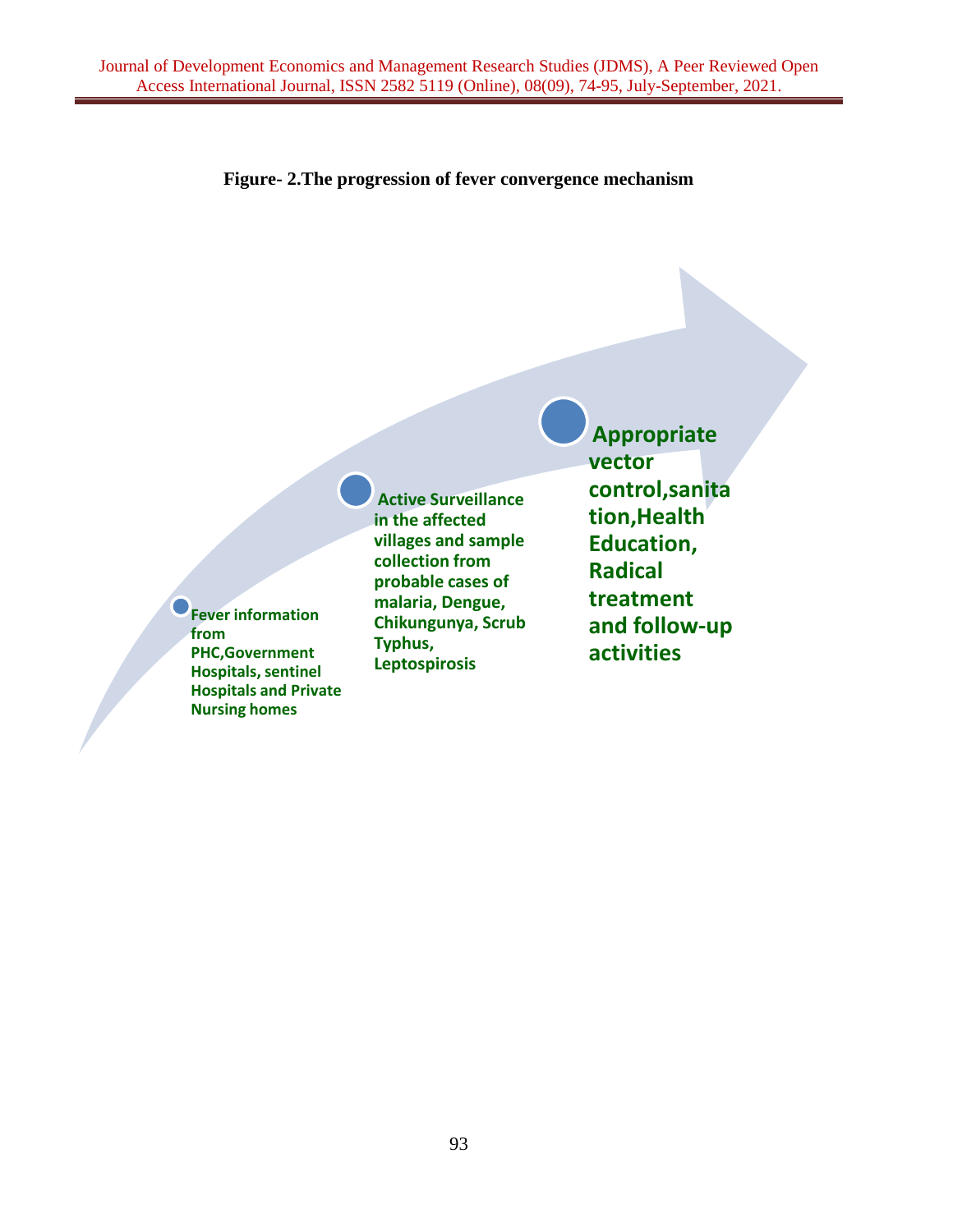**Figure- 2.The progression of fever convergence mechanism**

Fever information from PHC,Government Hospitals, sentinel Hospitals and Private Nursing homes

Active Surveillance in the affected villages and sample collection from probable cases of malaria, Dengue, Chikungunya, Scrub Typhus, Leptospirosis

Appropriate vector control,sanitation,Health Education, Radical treatment and follow-up activities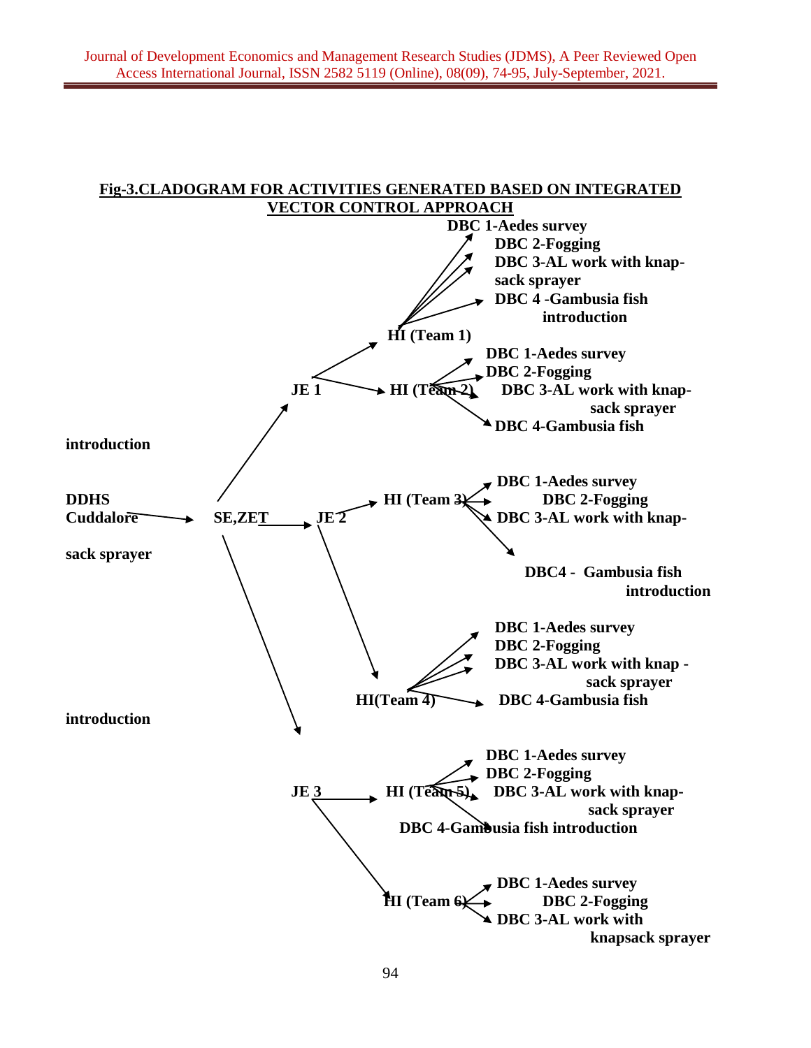**Fig-3.CLADOGRAM FOR ACTIVITIES GENERATED BASED ON INTEGRATED VECTOR CONTROL APPROACH**

introduction

DDHS Cuddalore → SE,ZET

sack sprayer

introduction

- SE,ZET → JE 1
  - HI (Team 1)
    - DBC 1-Aedes survey
    - DBC 2-Fogging
    - DBC 3-AL work with knap-sack sprayer
    - DBC 4 -Gambusia fish introduction
  - HI (Team 2)
    - DBC 1-Aedes survey
    - DBC 2-Fogging
    - DBC 3-AL work with knap-sack sprayer
    - DBC 4-Gambusia fish
- SE,ZET → JE 2
  - HI (Team 3)
    - DBC 1-Aedes survey
    - DBC 2-Fogging
    - DBC 3-AL work with knap-
    - DBC4 - Gambusia fish introduction
  - HI(Team 4)
    - DBC 1-Aedes survey
    - DBC 2-Fogging
    - DBC 3-AL work with knap - sack sprayer
    - DBC 4-Gambusia fish
- SE,ZET → JE 3
  - HI (Team 5)
    - DBC 1-Aedes survey
    - DBC 2-Fogging
    - DBC 3-AL work with knap-sack sprayer
    - DBC 4-Gambusia fish introduction
  - HI (Team 6)
    - DBC 1-Aedes survey
    - DBC 2-Fogging
    - DBC 3-AL work with knapsack sprayer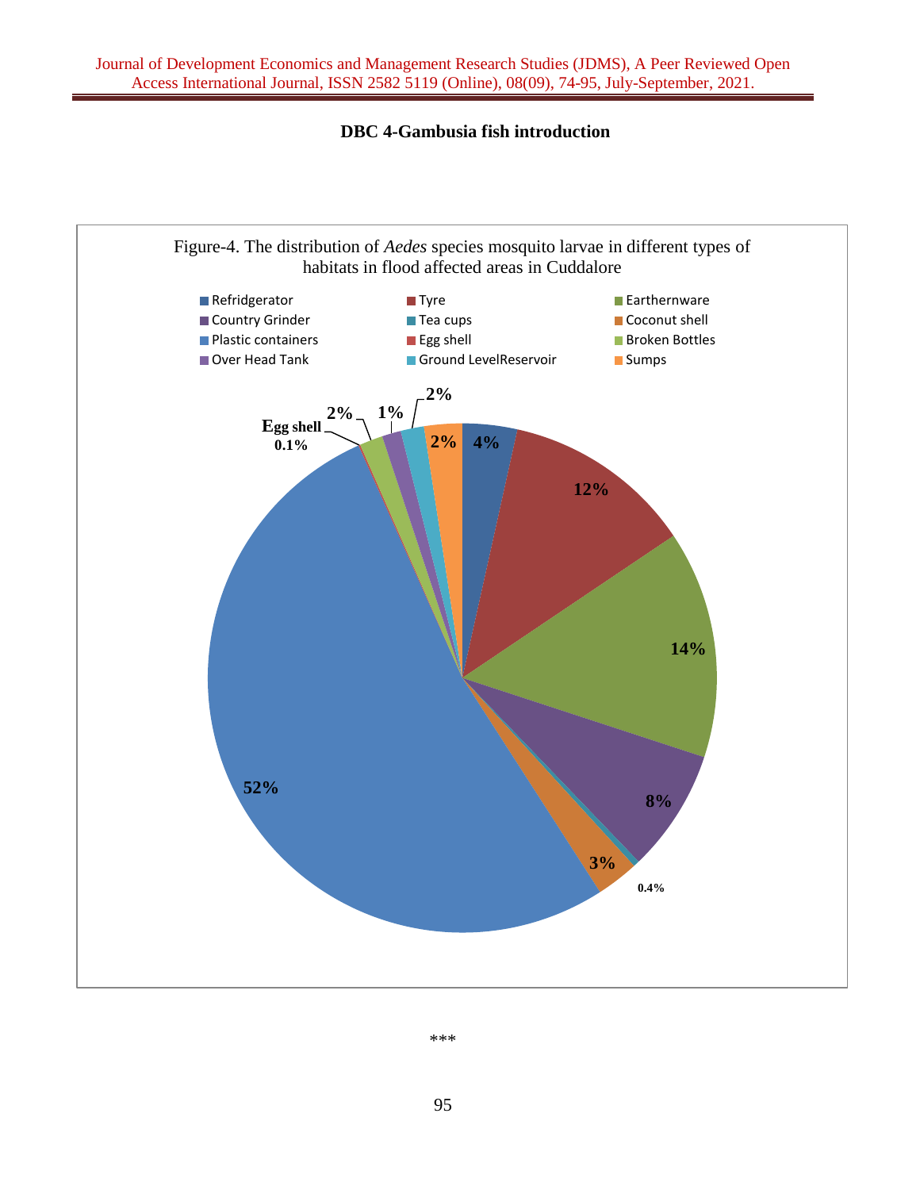**DBC 4-Gambusia fish introduction**

Figure-4. The distribution of *Aedes* species mosquito larvae in different types of habitats in flood affected areas in Cuddalore

Refridgerator
Tyre
Earthernware
Country Grinder
Tea cups
Coconut shell
Plastic containers
Egg shell
Broken Bottles
Over Head Tank
Ground LevelReservoir
Sumps

4%
12%
14%
8%
0.4%
3%
52%
Egg shell 0.1%
2%
1%
2%
2%

***